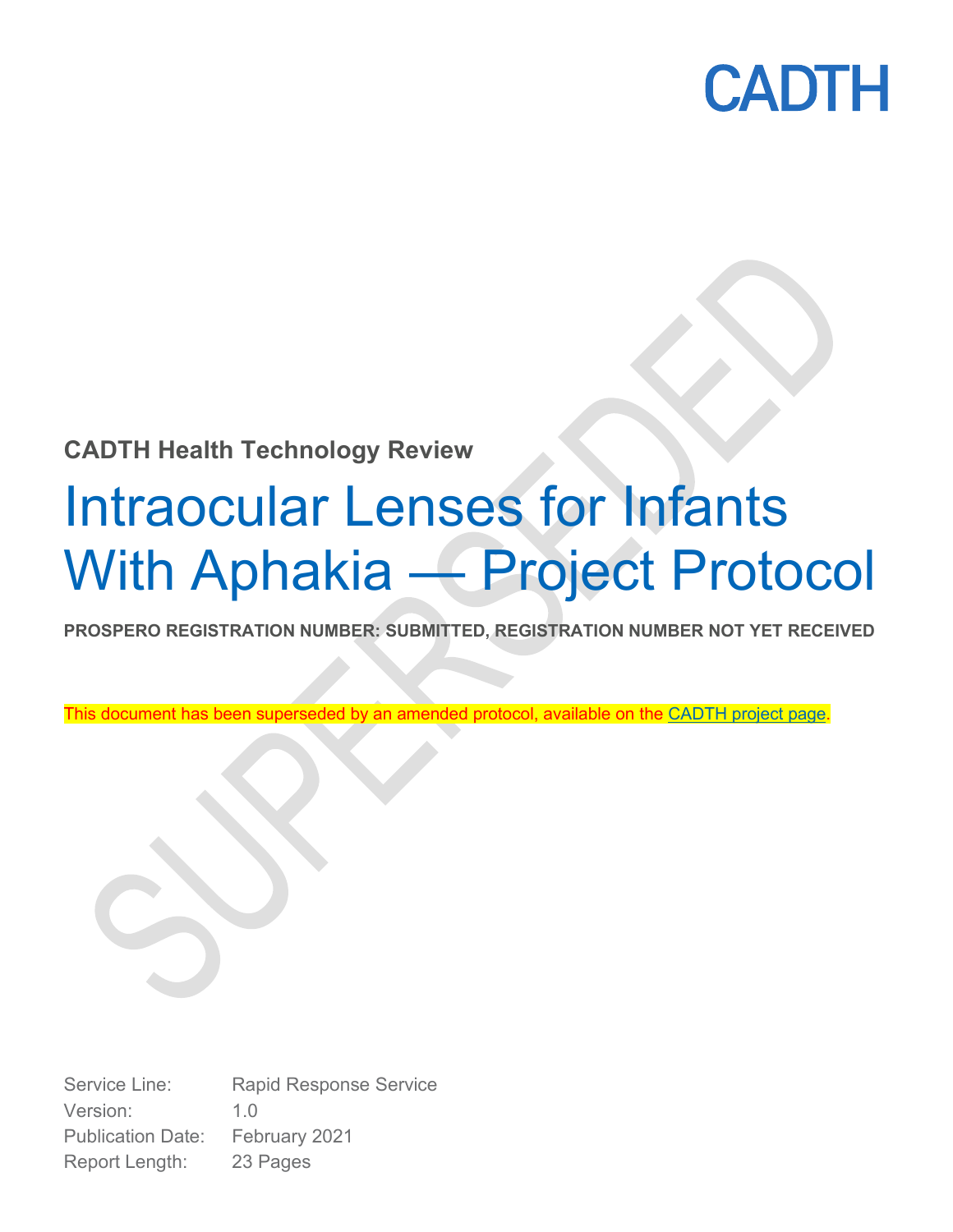CADTH

**CADTH Health Technology Review**

# Intraocular Lenses for Infants With Aphakia — Project Protocol

**PROSPERO REGISTRATION NUMBER: SUBMITTED, REGISTRATION NUMBER NOT YET RECEIVED**

This document has been superseded by an amended protocol, available on the CADTH project page.

SUPERSEDED

Service Line: Rapid Response Service
Version: 1.0
Publication Date: February 2021
Report Length: 23 Pages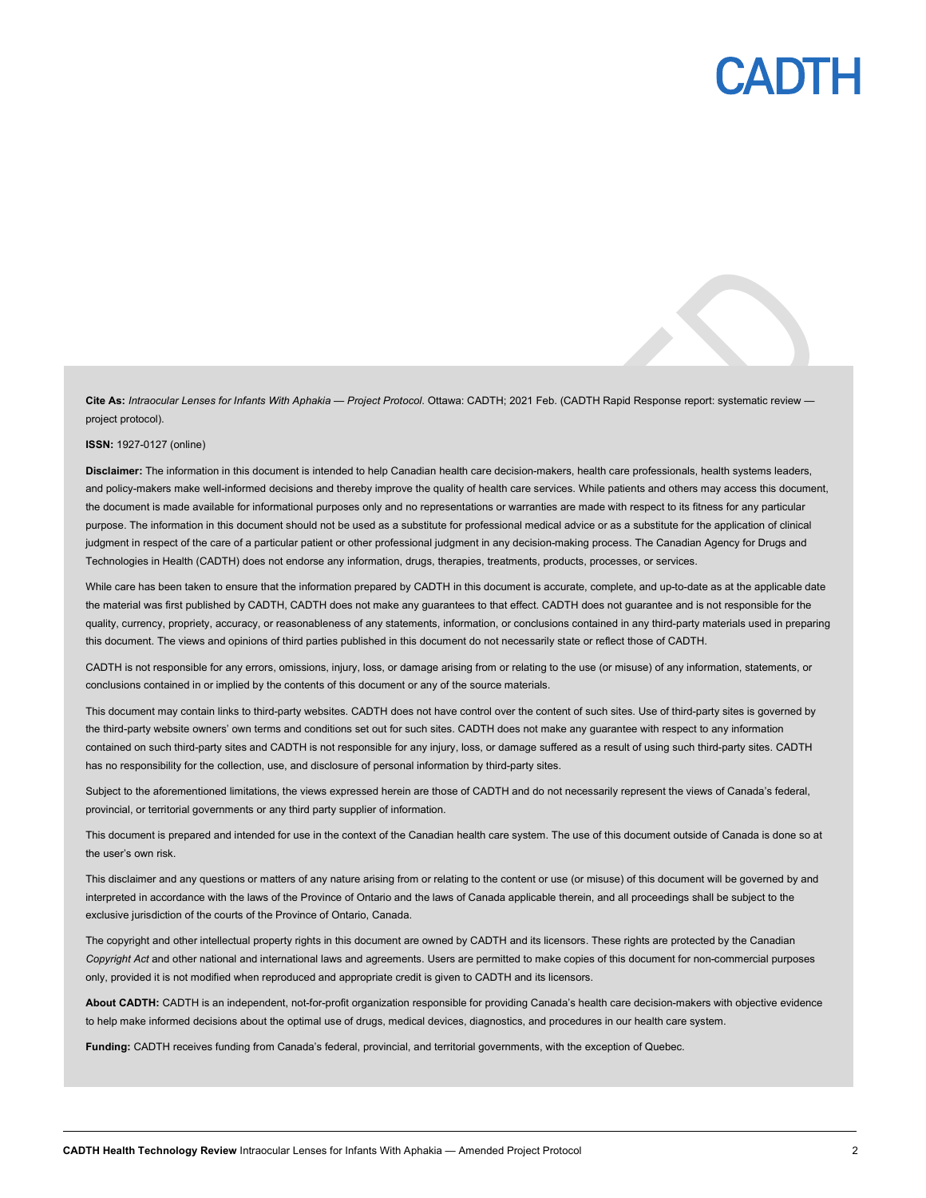**Cite As:** *Intraocular Lenses for Infants With Aphakia — Project Protocol*. Ottawa: CADTH; 2021 Feb. (CADTH Rapid Response report: systematic review — project protocol).

**ISSN:** 1927-0127 (online)

**Disclaimer:** The information in this document is intended to help Canadian health care decision-makers, health care professionals, health systems leaders, and policy-makers make well-informed decisions and thereby improve the quality of health care services. While patients and others may access this document, the document is made available for informational purposes only and no representations or warranties are made with respect to its fitness for any particular purpose. The information in this document should not be used as a substitute for professional medical advice or as a substitute for the application of clinical judgment in respect of the care of a particular patient or other professional judgment in any decision-making process. The Canadian Agency for Drugs and Technologies in Health (CADTH) does not endorse any information, drugs, therapies, treatments, products, processes, or services.

While care has been taken to ensure that the information prepared by CADTH in this document is accurate, complete, and up-to-date as at the applicable date the material was first published by CADTH, CADTH does not make any guarantees to that effect. CADTH does not guarantee and is not responsible for the quality, currency, propriety, accuracy, or reasonableness of any statements, information, or conclusions contained in any third-party materials used in preparing this document. The views and opinions of third parties published in this document do not necessarily state or reflect those of CADTH.

CADTH is not responsible for any errors, omissions, injury, loss, or damage arising from or relating to the use (or misuse) of any information, statements, or conclusions contained in or implied by the contents of this document or any of the source materials.

This document may contain links to third-party websites. CADTH does not have control over the content of such sites. Use of third-party sites is governed by the third-party website owners' own terms and conditions set out for such sites. CADTH does not make any guarantee with respect to any information contained on such third-party sites and CADTH is not responsible for any injury, loss, or damage suffered as a result of using such third-party sites. CADTH has no responsibility for the collection, use, and disclosure of personal information by third-party sites.

Subject to the aforementioned limitations, the views expressed herein are those of CADTH and do not necessarily represent the views of Canada's federal, provincial, or territorial governments or any third party supplier of information.

This document is prepared and intended for use in the context of the Canadian health care system. The use of this document outside of Canada is done so at the user's own risk.

This disclaimer and any questions or matters of any nature arising from or relating to the content or use (or misuse) of this document will be governed by and interpreted in accordance with the laws of the Province of Ontario and the laws of Canada applicable therein, and all proceedings shall be subject to the exclusive jurisdiction of the courts of the Province of Ontario, Canada.

The copyright and other intellectual property rights in this document are owned by CADTH and its licensors. These rights are protected by the Canadian *Copyright Act* and other national and international laws and agreements. Users are permitted to make copies of this document for non-commercial purposes only, provided it is not modified when reproduced and appropriate credit is given to CADTH and its licensors.

**About CADTH:** CADTH is an independent, not-for-profit organization responsible for providing Canada's health care decision-makers with objective evidence to help make informed decisions about the optimal use of drugs, medical devices, diagnostics, and procedures in our health care system.

**Funding:** CADTH receives funding from Canada's federal, provincial, and territorial governments, with the exception of Quebec.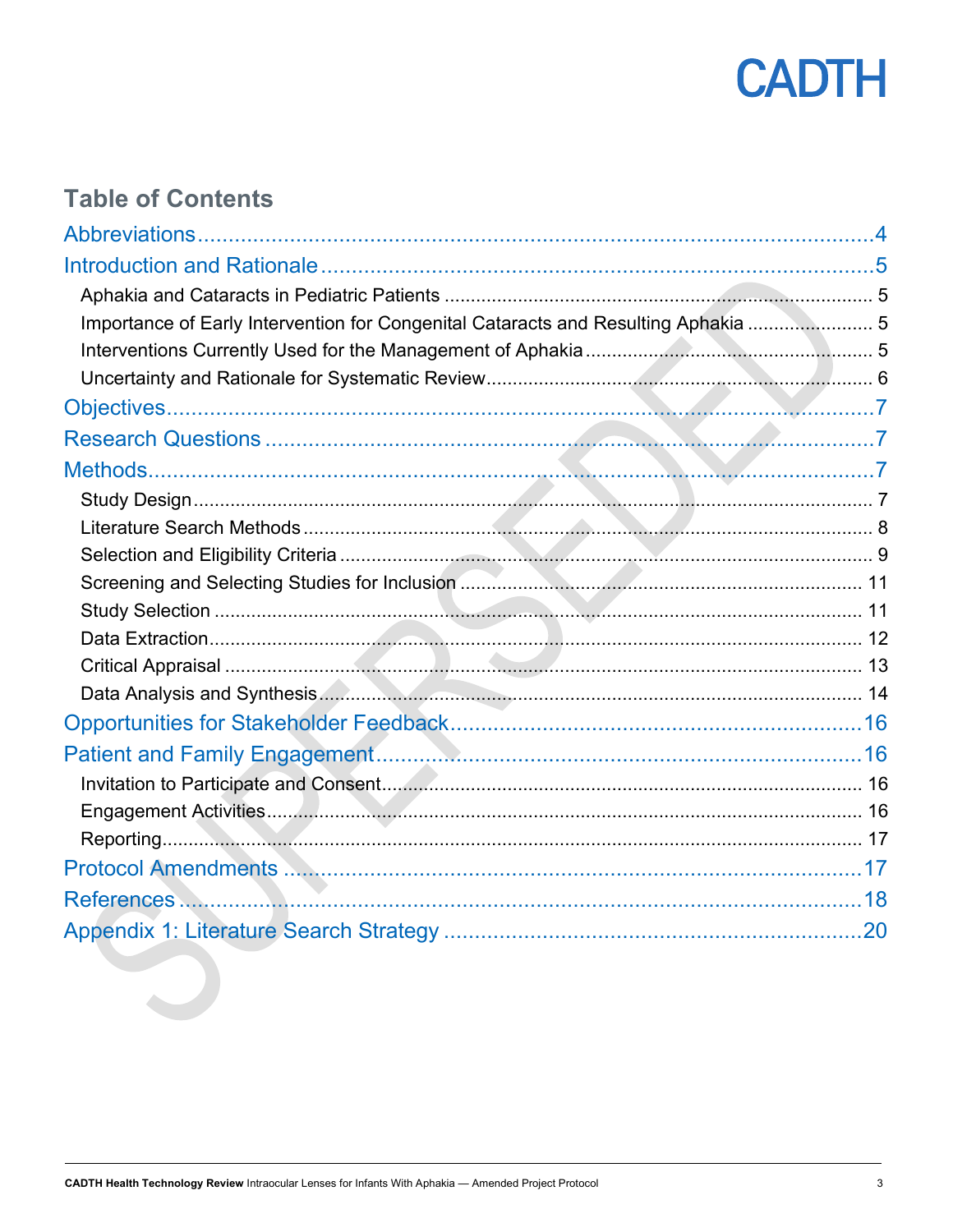## Table of Contents

Abbreviations ..... 4

Introduction and Rationale ..... 5

- Aphakia and Cataracts in Pediatric Patients ..... 5
- Importance of Early Intervention for Congenital Cataracts and Resulting Aphakia ..... 5
- Interventions Currently Used for the Management of Aphakia ..... 5
- Uncertainty and Rationale for Systematic Review ..... 6

Objectives ..... 7

Research Questions ..... 7

Methods ..... 7

- Study Design ..... 7
- Literature Search Methods ..... 8
- Selection and Eligibility Criteria ..... 9
- Screening and Selecting Studies for Inclusion ..... 11
- Study Selection ..... 11
- Data Extraction ..... 12
- Critical Appraisal ..... 13
- Data Analysis and Synthesis ..... 14

Opportunities for Stakeholder Feedback ..... 16

Patient and Family Engagement ..... 16

- Invitation to Participate and Consent ..... 16
- Engagement Activities ..... 16
- Reporting ..... 17

Protocol Amendments ..... 17

References ..... 18

Appendix 1: Literature Search Strategy ..... 20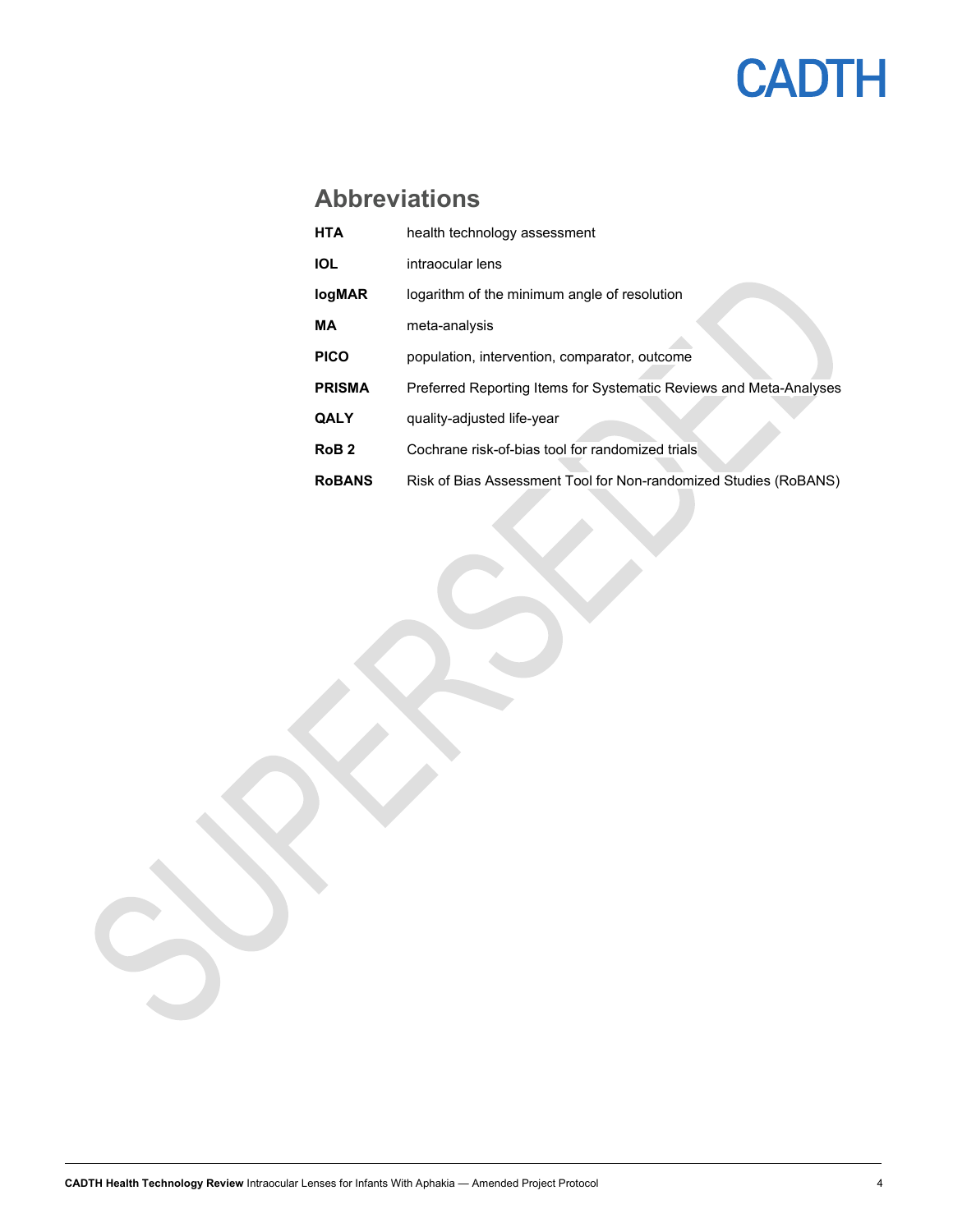## Abbreviations

| | |
|---|---|
| **HTA** | health technology assessment |
| **IOL** | intraocular lens |
| **logMAR** | logarithm of the minimum angle of resolution |
| **MA** | meta-analysis |
| **PICO** | population, intervention, comparator, outcome |
| **PRISMA** | Preferred Reporting Items for Systematic Reviews and Meta-Analyses |
| **QALY** | quality-adjusted life-year |
| **RoB 2** | Cochrane risk-of-bias tool for randomized trials |
| **RoBANS** | Risk of Bias Assessment Tool for Non-randomized Studies (RoBANS) |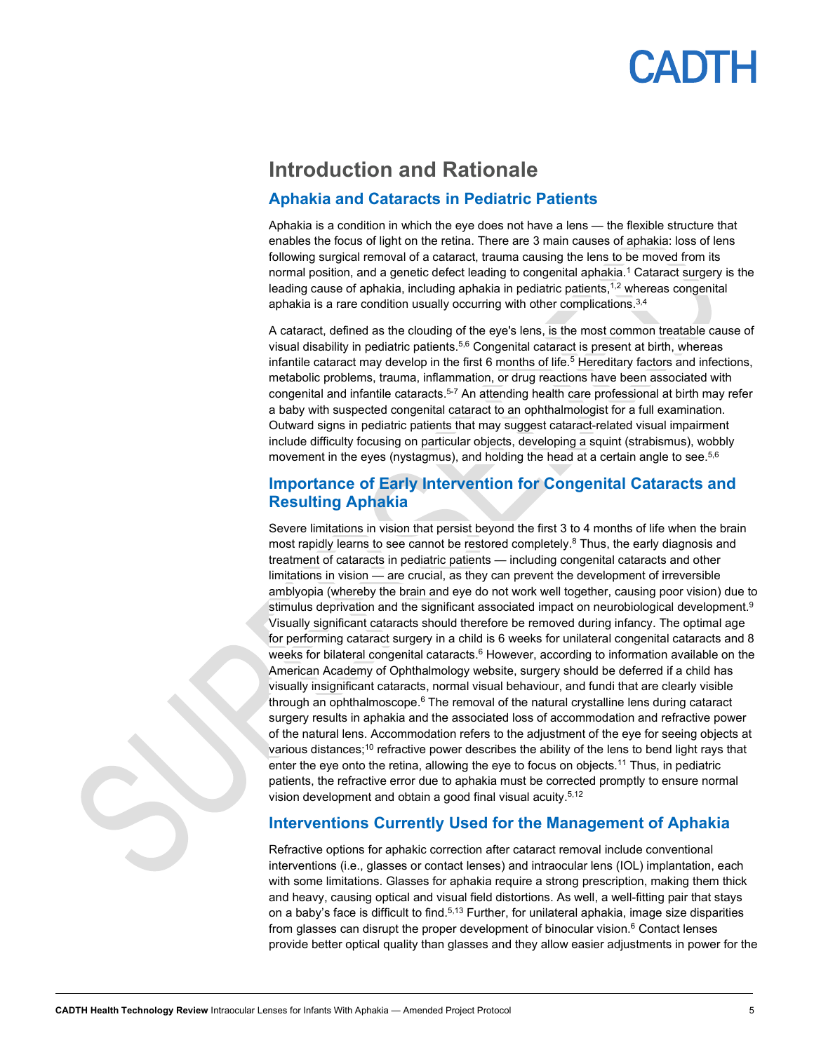## Introduction and Rationale

### Aphakia and Cataracts in Pediatric Patients

Aphakia is a condition in which the eye does not have a lens — the flexible structure that enables the focus of light on the retina. There are 3 main causes of aphakia: loss of lens following surgical removal of a cataract, trauma causing the lens to be moved from its normal position, and a genetic defect leading to congenital aphakia.[1] Cataract surgery is the leading cause of aphakia, including aphakia in pediatric patients,[1,2] whereas congenital aphakia is a rare condition usually occurring with other complications.[3,4]

A cataract, defined as the clouding of the eye's lens, is the most common treatable cause of visual disability in pediatric patients.[5,6] Congenital cataract is present at birth, whereas infantile cataract may develop in the first 6 months of life.[5] Hereditary factors and infections, metabolic problems, trauma, inflammation, or drug reactions have been associated with congenital and infantile cataracts.[5-7] An attending health care professional at birth may refer a baby with suspected congenital cataract to an ophthalmologist for a full examination. Outward signs in pediatric patients that may suggest cataract-related visual impairment include difficulty focusing on particular objects, developing a squint (strabismus), wobbly movement in the eyes (nystagmus), and holding the head at a certain angle to see.[5,6]

### Importance of Early Intervention for Congenital Cataracts and Resulting Aphakia

Severe limitations in vision that persist beyond the first 3 to 4 months of life when the brain most rapidly learns to see cannot be restored completely.[8] Thus, the early diagnosis and treatment of cataracts in pediatric patients — including congenital cataracts and other limitations in vision — are crucial, as they can prevent the development of irreversible amblyopia (whereby the brain and eye do not work well together, causing poor vision) due to stimulus deprivation and the significant associated impact on neurobiological development.[9] Visually significant cataracts should therefore be removed during infancy. The optimal age for performing cataract surgery in a child is 6 weeks for unilateral congenital cataracts and 8 weeks for bilateral congenital cataracts.[6] However, according to information available on the American Academy of Ophthalmology website, surgery should be deferred if a child has visually insignificant cataracts, normal visual behaviour, and fundi that are clearly visible through an ophthalmoscope.[6] The removal of the natural crystalline lens during cataract surgery results in aphakia and the associated loss of accommodation and refractive power of the natural lens. Accommodation refers to the adjustment of the eye for seeing objects at various distances;[10] refractive power describes the ability of the lens to bend light rays that enter the eye onto the retina, allowing the eye to focus on objects.[11] Thus, in pediatric patients, the refractive error due to aphakia must be corrected promptly to ensure normal vision development and obtain a good final visual acuity.[5,12]

### Interventions Currently Used for the Management of Aphakia

Refractive options for aphakic correction after cataract removal include conventional interventions (i.e., glasses or contact lenses) and intraocular lens (IOL) implantation, each with some limitations. Glasses for aphakia require a strong prescription, making them thick and heavy, causing optical and visual field distortions. As well, a well-fitting pair that stays on a baby's face is difficult to find.[5,13] Further, for unilateral aphakia, image size disparities from glasses can disrupt the proper development of binocular vision.[6] Contact lenses provide better optical quality than glasses and they allow easier adjustments in power for the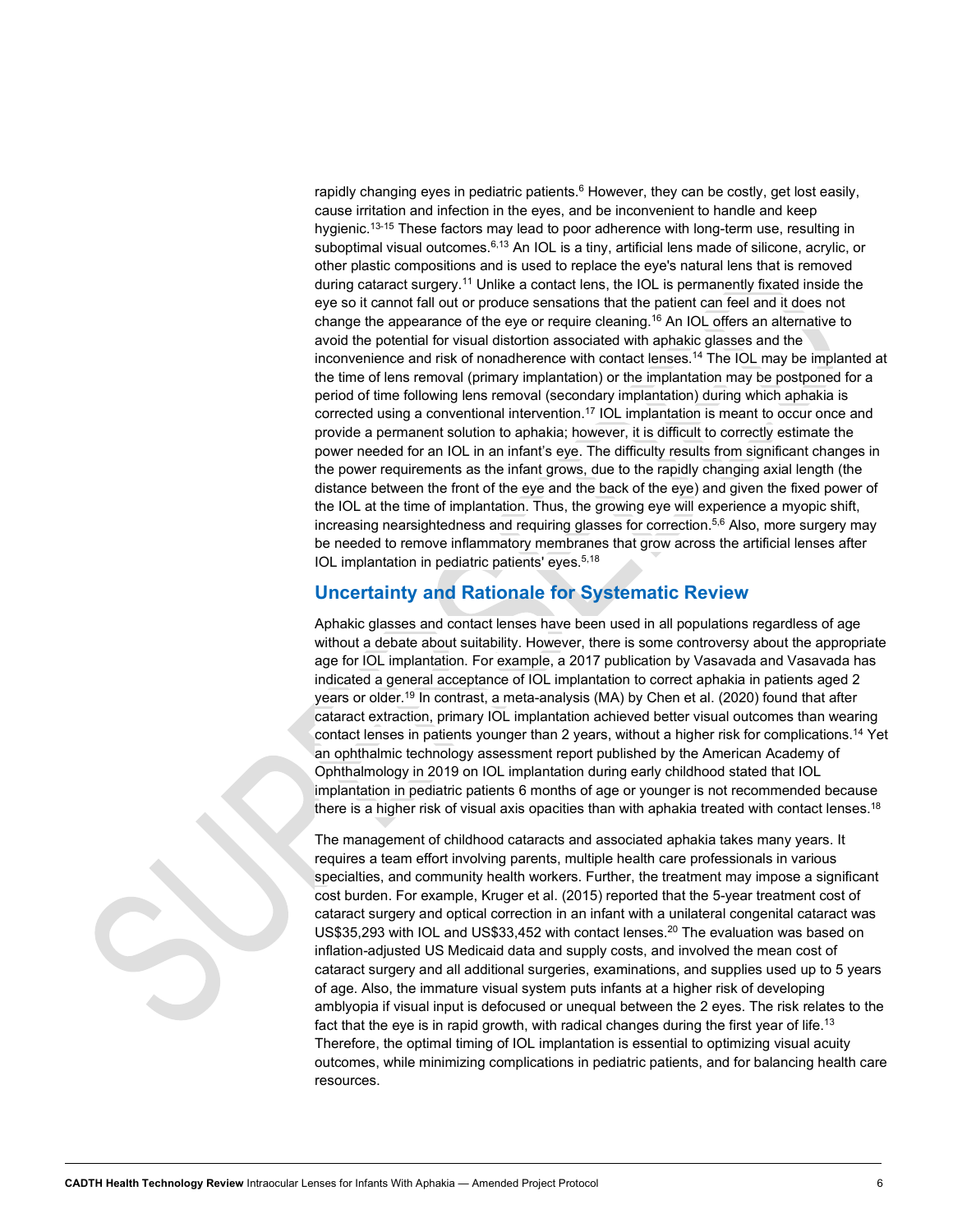rapidly changing eyes in pediatric patients.[6] However, they can be costly, get lost easily, cause irritation and infection in the eyes, and be inconvenient to handle and keep hygienic.[13-15] These factors may lead to poor adherence with long-term use, resulting in suboptimal visual outcomes.[6,13] An IOL is a tiny, artificial lens made of silicone, acrylic, or other plastic compositions and is used to replace the eye's natural lens that is removed during cataract surgery.[11] Unlike a contact lens, the IOL is permanently fixated inside the eye so it cannot fall out or produce sensations that the patient can feel and it does not change the appearance of the eye or require cleaning.[16] An IOL offers an alternative to avoid the potential for visual distortion associated with aphakic glasses and the inconvenience and risk of nonadherence with contact lenses.[14] The IOL may be implanted at the time of lens removal (primary implantation) or the implantation may be postponed for a period of time following lens removal (secondary implantation) during which aphakia is corrected using a conventional intervention.[17] IOL implantation is meant to occur once and provide a permanent solution to aphakia; however, it is difficult to correctly estimate the power needed for an IOL in an infant's eye. The difficulty results from significant changes in the power requirements as the infant grows, due to the rapidly changing axial length (the distance between the front of the eye and the back of the eye) and given the fixed power of the IOL at the time of implantation. Thus, the growing eye will experience a myopic shift, increasing nearsightedness and requiring glasses for correction.[5,6] Also, more surgery may be needed to remove inflammatory membranes that grow across the artificial lenses after IOL implantation in pediatric patients' eyes.[5,18]

## Uncertainty and Rationale for Systematic Review

Aphakic glasses and contact lenses have been used in all populations regardless of age without a debate about suitability. However, there is some controversy about the appropriate age for IOL implantation. For example, a 2017 publication by Vasavada and Vasavada has indicated a general acceptance of IOL implantation to correct aphakia in patients aged 2 years or older.[19] In contrast, a meta-analysis (MA) by Chen et al. (2020) found that after cataract extraction, primary IOL implantation achieved better visual outcomes than wearing contact lenses in patients younger than 2 years, without a higher risk for complications.[14] Yet an ophthalmic technology assessment report published by the American Academy of Ophthalmology in 2019 on IOL implantation during early childhood stated that IOL implantation in pediatric patients 6 months of age or younger is not recommended because there is a higher risk of visual axis opacities than with aphakia treated with contact lenses.[18]

The management of childhood cataracts and associated aphakia takes many years. It requires a team effort involving parents, multiple health care professionals in various specialties, and community health workers. Further, the treatment may impose a significant cost burden. For example, Kruger et al. (2015) reported that the 5-year treatment cost of cataract surgery and optical correction in an infant with a unilateral congenital cataract was US$35,293 with IOL and US$33,452 with contact lenses.[20] The evaluation was based on inflation-adjusted US Medicaid data and supply costs, and involved the mean cost of cataract surgery and all additional surgeries, examinations, and supplies used up to 5 years of age. Also, the immature visual system puts infants at a higher risk of developing amblyopia if visual input is defocused or unequal between the 2 eyes. The risk relates to the fact that the eye is in rapid growth, with radical changes during the first year of life.[13] Therefore, the optimal timing of IOL implantation is essential to optimizing visual acuity outcomes, while minimizing complications in pediatric patients, and for balancing health care resources.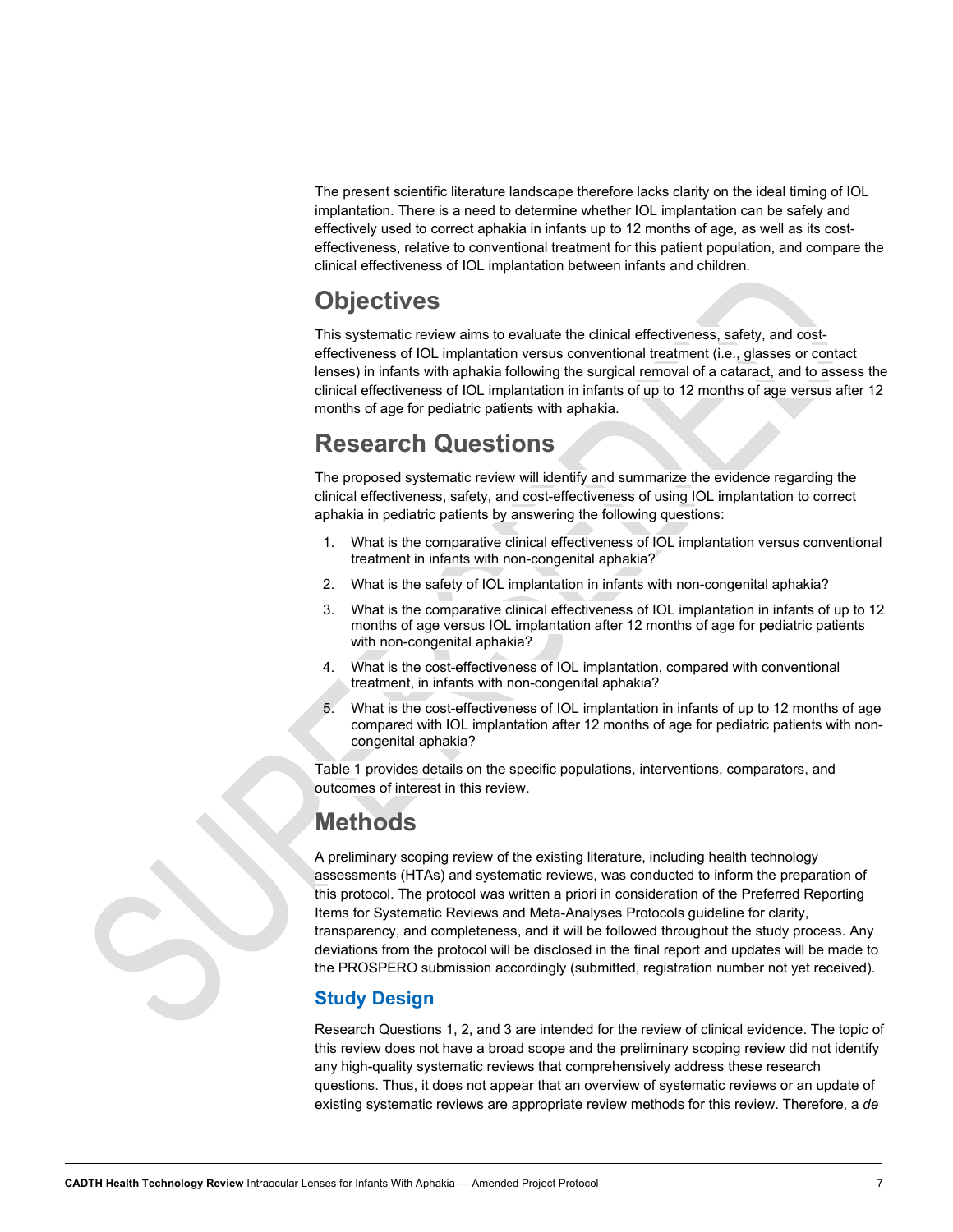The present scientific literature landscape therefore lacks clarity on the ideal timing of IOL implantation. There is a need to determine whether IOL implantation can be safely and effectively used to correct aphakia in infants up to 12 months of age, as well as its cost-effectiveness, relative to conventional treatment for this patient population, and compare the clinical effectiveness of IOL implantation between infants and children.

# Objectives

This systematic review aims to evaluate the clinical effectiveness, safety, and cost-effectiveness of IOL implantation versus conventional treatment (i.e., glasses or contact lenses) in infants with aphakia following the surgical removal of a cataract, and to assess the clinical effectiveness of IOL implantation in infants of up to 12 months of age versus after 12 months of age for pediatric patients with aphakia.

# Research Questions

The proposed systematic review will identify and summarize the evidence regarding the clinical effectiveness, safety, and cost-effectiveness of using IOL implantation to correct aphakia in pediatric patients by answering the following questions:

1. What is the comparative clinical effectiveness of IOL implantation versus conventional treatment in infants with non-congenital aphakia?
2. What is the safety of IOL implantation in infants with non-congenital aphakia?
3. What is the comparative clinical effectiveness of IOL implantation in infants of up to 12 months of age versus IOL implantation after 12 months of age for pediatric patients with non-congenital aphakia?
4. What is the cost-effectiveness of IOL implantation, compared with conventional treatment, in infants with non-congenital aphakia?
5. What is the cost-effectiveness of IOL implantation in infants of up to 12 months of age compared with IOL implantation after 12 months of age for pediatric patients with non-congenital aphakia?

Table 1 provides details on the specific populations, interventions, comparators, and outcomes of interest in this review.

# Methods

A preliminary scoping review of the existing literature, including health technology assessments (HTAs) and systematic reviews, was conducted to inform the preparation of this protocol. The protocol was written a priori in consideration of the Preferred Reporting Items for Systematic Reviews and Meta-Analyses Protocols guideline for clarity, transparency, and completeness, and it will be followed throughout the study process. Any deviations from the protocol will be disclosed in the final report and updates will be made to the PROSPERO submission accordingly (submitted, registration number not yet received).

## Study Design

Research Questions 1, 2, and 3 are intended for the review of clinical evidence. The topic of this review does not have a broad scope and the preliminary scoping review did not identify any high-quality systematic reviews that comprehensively address these research questions. Thus, it does not appear that an overview of systematic reviews or an update of existing systematic reviews are appropriate review methods for this review. Therefore, a *de*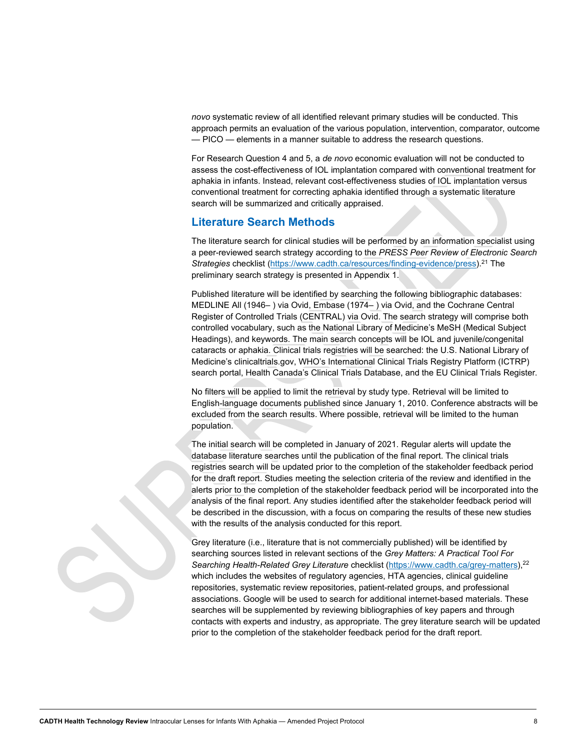*novo* systematic review of all identified relevant primary studies will be conducted. This approach permits an evaluation of the various population, intervention, comparator, outcome — PICO — elements in a manner suitable to address the research questions.

For Research Question 4 and 5, a *de novo* economic evaluation will not be conducted to assess the cost-effectiveness of IOL implantation compared with conventional treatment for aphakia in infants. Instead, relevant cost-effectiveness studies of IOL implantation versus conventional treatment for correcting aphakia identified through a systematic literature search will be summarized and critically appraised.

## Literature Search Methods

The literature search for clinical studies will be performed by an information specialist using a peer-reviewed search strategy according to the *PRESS Peer Review of Electronic Search Strategies* checklist (https://www.cadth.ca/resources/finding-evidence/press).[21] The preliminary search strategy is presented in Appendix 1.

Published literature will be identified by searching the following bibliographic databases: MEDLINE All (1946– ) via Ovid, Embase (1974– ) via Ovid, and the Cochrane Central Register of Controlled Trials (CENTRAL) via Ovid. The search strategy will comprise both controlled vocabulary, such as the National Library of Medicine's MeSH (Medical Subject Headings), and keywords. The main search concepts will be IOL and juvenile/congenital cataracts or aphakia. Clinical trials registries will be searched: the U.S. National Library of Medicine's clinicaltrials.gov, WHO's International Clinical Trials Registry Platform (ICTRP) search portal, Health Canada's Clinical Trials Database, and the EU Clinical Trials Register.

No filters will be applied to limit the retrieval by study type. Retrieval will be limited to English-language documents published since January 1, 2010. Conference abstracts will be excluded from the search results. Where possible, retrieval will be limited to the human population.

The initial search will be completed in January of 2021. Regular alerts will update the database literature searches until the publication of the final report. The clinical trials registries search will be updated prior to the completion of the stakeholder feedback period for the draft report. Studies meeting the selection criteria of the review and identified in the alerts prior to the completion of the stakeholder feedback period will be incorporated into the analysis of the final report. Any studies identified after the stakeholder feedback period will be described in the discussion, with a focus on comparing the results of these new studies with the results of the analysis conducted for this report.

Grey literature (i.e., literature that is not commercially published) will be identified by searching sources listed in relevant sections of the *Grey Matters: A Practical Tool For Searching Health-Related Grey Literature* checklist (https://www.cadth.ca/grey-matters),[22] which includes the websites of regulatory agencies, HTA agencies, clinical guideline repositories, systematic review repositories, patient-related groups, and professional associations. Google will be used to search for additional internet-based materials. These searches will be supplemented by reviewing bibliographies of key papers and through contacts with experts and industry, as appropriate. The grey literature search will be updated prior to the completion of the stakeholder feedback period for the draft report.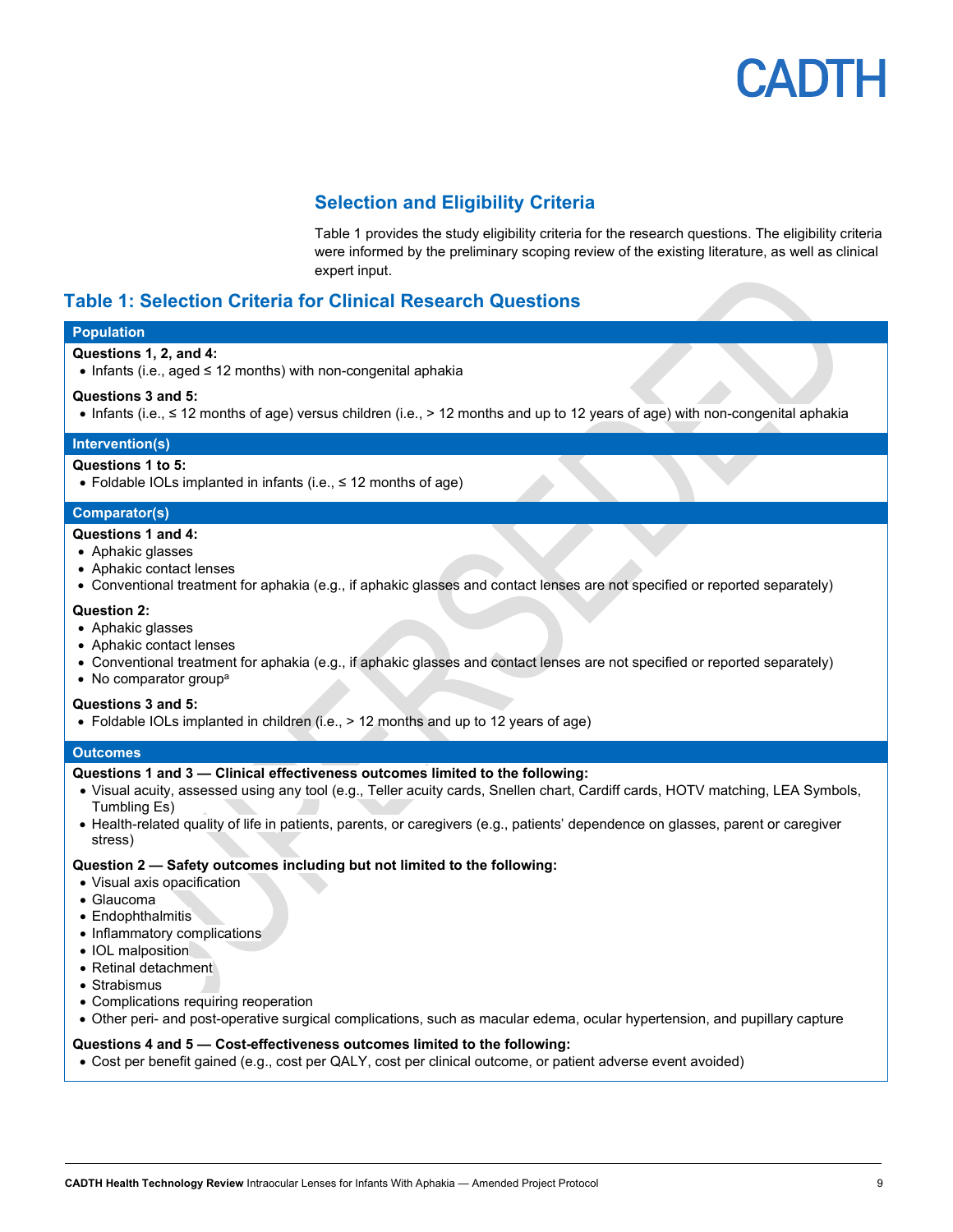## Selection and Eligibility Criteria

Table 1 provides the study eligibility criteria for the research questions. The eligibility criteria were informed by the preliminary scoping review of the existing literature, as well as clinical expert input.

## Table 1: Selection Criteria for Clinical Research Questions

| Population |
|---|
| **Questions 1, 2, and 4:**<br>• Infants (i.e., aged ≤ 12 months) with non-congenital aphakia<br><br>**Questions 3 and 5:**<br>• Infants (i.e., ≤ 12 months of age) versus children (i.e., > 12 months and up to 12 years of age) with non-congenital aphakia |
| **Intervention(s)** |
| **Questions 1 to 5:**<br>• Foldable IOLs implanted in infants (i.e., ≤ 12 months of age) |
| **Comparator(s)** |
| **Questions 1 and 4:**<br>• Aphakic glasses<br>• Aphakic contact lenses<br>• Conventional treatment for aphakia (e.g., if aphakic glasses and contact lenses are not specified or reported separately)<br><br>**Question 2:**<br>• Aphakic glasses<br>• Aphakic contact lenses<br>• Conventional treatment for aphakia (e.g., if aphakic glasses and contact lenses are not specified or reported separately)<br>• No comparator group[a]<br><br>**Questions 3 and 5:**<br>• Foldable IOLs implanted in children (i.e., > 12 months and up to 12 years of age) |
| **Outcomes** |
| **Questions 1 and 3 — Clinical effectiveness outcomes limited to the following:**<br>• Visual acuity, assessed using any tool (e.g., Teller acuity cards, Snellen chart, Cardiff cards, HOTV matching, LEA Symbols, Tumbling Es)<br>• Health-related quality of life in patients, parents, or caregivers (e.g., patients' dependence on glasses, parent or caregiver stress)<br><br>**Question 2 — Safety outcomes including but not limited to the following:**<br>• Visual axis opacification<br>• Glaucoma<br>• Endophthalmitis<br>• Inflammatory complications<br>• IOL malposition<br>• Retinal detachment<br>• Strabismus<br>• Complications requiring reoperation<br>• Other peri- and post-operative surgical complications, such as macular edema, ocular hypertension, and pupillary capture<br><br>**Questions 4 and 5 — Cost-effectiveness outcomes limited to the following:**<br>• Cost per benefit gained (e.g., cost per QALY, cost per clinical outcome, or patient adverse event avoided) |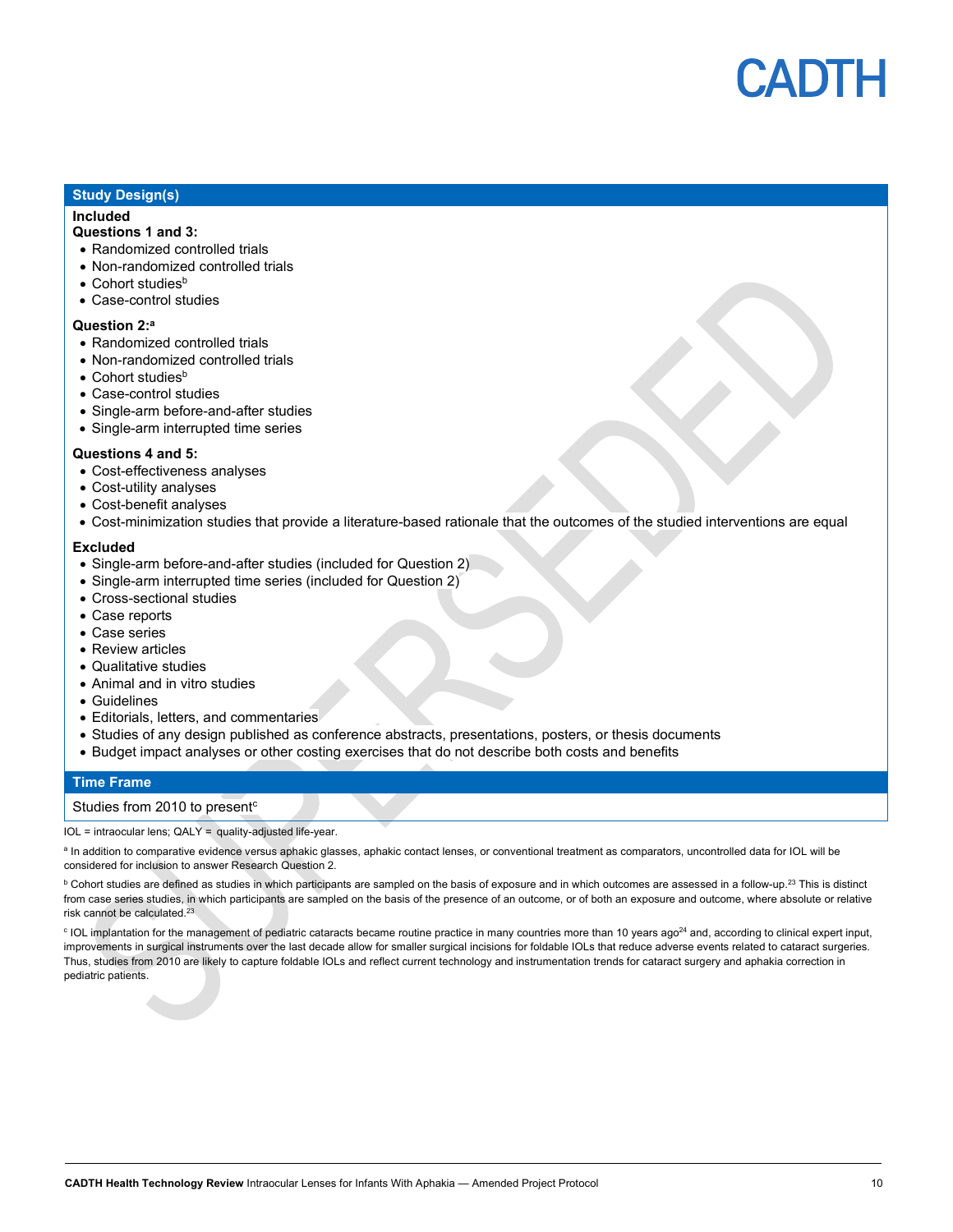| Study Design(s) |
| --- |
| **Included**<br>**Questions 1 and 3:**<br>• Randomized controlled trials<br>• Non-randomized controlled trials<br>• Cohort studies[b]<br>• Case-control studies<br><br>**Question 2:[a]**<br>• Randomized controlled trials<br>• Non-randomized controlled trials<br>• Cohort studies[b]<br>• Case-control studies<br>• Single-arm before-and-after studies<br>• Single-arm interrupted time series<br><br>**Questions 4 and 5:**<br>• Cost-effectiveness analyses<br>• Cost-utility analyses<br>• Cost-benefit analyses<br>• Cost-minimization studies that provide a literature-based rationale that the outcomes of the studied interventions are equal<br><br>**Excluded**<br>• Single-arm before-and-after studies (included for Question 2)<br>• Single-arm interrupted time series (included for Question 2)<br>• Cross-sectional studies<br>• Case reports<br>• Case series<br>• Review articles<br>• Qualitative studies<br>• Animal and in vitro studies<br>• Guidelines<br>• Editorials, letters, and commentaries<br>• Studies of any design published as conference abstracts, presentations, posters, or thesis documents<br>• Budget impact analyses or other costing exercises that do not describe both costs and benefits |
| **Time Frame** |
| Studies from 2010 to present[c] |

IOL = intraocular lens; QALY = quality-adjusted life-year.

[a] In addition to comparative evidence versus aphakic glasses, aphakic contact lenses, or conventional treatment as comparators, uncontrolled data for IOL will be considered for inclusion to answer Research Question 2.

[b] Cohort studies are defined as studies in which participants are sampled on the basis of exposure and in which outcomes are assessed in a follow-up.[23] This is distinct from case series studies, in which participants are sampled on the basis of the presence of an outcome, or of both an exposure and outcome, where absolute or relative risk cannot be calculated.[23]

[c] IOL implantation for the management of pediatric cataracts became routine practice in many countries more than 10 years ago[24] and, according to clinical expert input, improvements in surgical instruments over the last decade allow for smaller surgical incisions for foldable IOLs that reduce adverse events related to cataract surgeries. Thus, studies from 2010 are likely to capture foldable IOLs and reflect current technology and instrumentation trends for cataract surgery and aphakia correction in pediatric patients.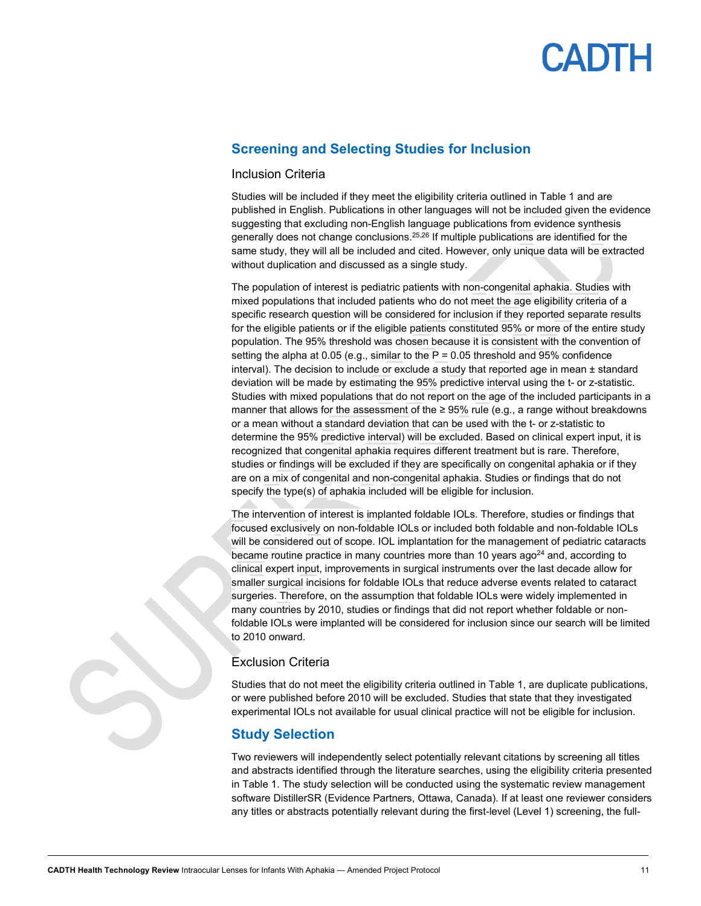## Screening and Selecting Studies for Inclusion

### Inclusion Criteria

Studies will be included if they meet the eligibility criteria outlined in Table 1 and are published in English. Publications in other languages will not be included given the evidence suggesting that excluding non-English language publications from evidence synthesis generally does not change conclusions.[25,26] If multiple publications are identified for the same study, they will all be included and cited. However, only unique data will be extracted without duplication and discussed as a single study.

The population of interest is pediatric patients with non-congenital aphakia. Studies with mixed populations that included patients who do not meet the age eligibility criteria of a specific research question will be considered for inclusion if they reported separate results for the eligible patients or if the eligible patients constituted 95% or more of the entire study population. The 95% threshold was chosen because it is consistent with the convention of setting the alpha at 0.05 (e.g., similar to the P = 0.05 threshold and 95% confidence interval). The decision to include or exclude a study that reported age in mean ± standard deviation will be made by estimating the 95% predictive interval using the t- or z-statistic. Studies with mixed populations that do not report on the age of the included participants in a manner that allows for the assessment of the ≥ 95% rule (e.g., a range without breakdowns or a mean without a standard deviation that can be used with the t- or z-statistic to determine the 95% predictive interval) will be excluded. Based on clinical expert input, it is recognized that congenital aphakia requires different treatment but is rare. Therefore, studies or findings will be excluded if they are specifically on congenital aphakia or if they are on a mix of congenital and non-congenital aphakia. Studies or findings that do not specify the type(s) of aphakia included will be eligible for inclusion.

The intervention of interest is implanted foldable IOLs. Therefore, studies or findings that focused exclusively on non-foldable IOLs or included both foldable and non-foldable IOLs will be considered out of scope. IOL implantation for the management of pediatric cataracts became routine practice in many countries more than 10 years ago[24] and, according to clinical expert input, improvements in surgical instruments over the last decade allow for smaller surgical incisions for foldable IOLs that reduce adverse events related to cataract surgeries. Therefore, on the assumption that foldable IOLs were widely implemented in many countries by 2010, studies or findings that did not report whether foldable or non-foldable IOLs were implanted will be considered for inclusion since our search will be limited to 2010 onward.

### Exclusion Criteria

Studies that do not meet the eligibility criteria outlined in Table 1, are duplicate publications, or were published before 2010 will be excluded. Studies that state that they investigated experimental IOLs not available for usual clinical practice will not be eligible for inclusion.

## Study Selection

Two reviewers will independently select potentially relevant citations by screening all titles and abstracts identified through the literature searches, using the eligibility criteria presented in Table 1. The study selection will be conducted using the systematic review management software DistillerSR (Evidence Partners, Ottawa, Canada). If at least one reviewer considers any titles or abstracts potentially relevant during the first-level (Level 1) screening, the full-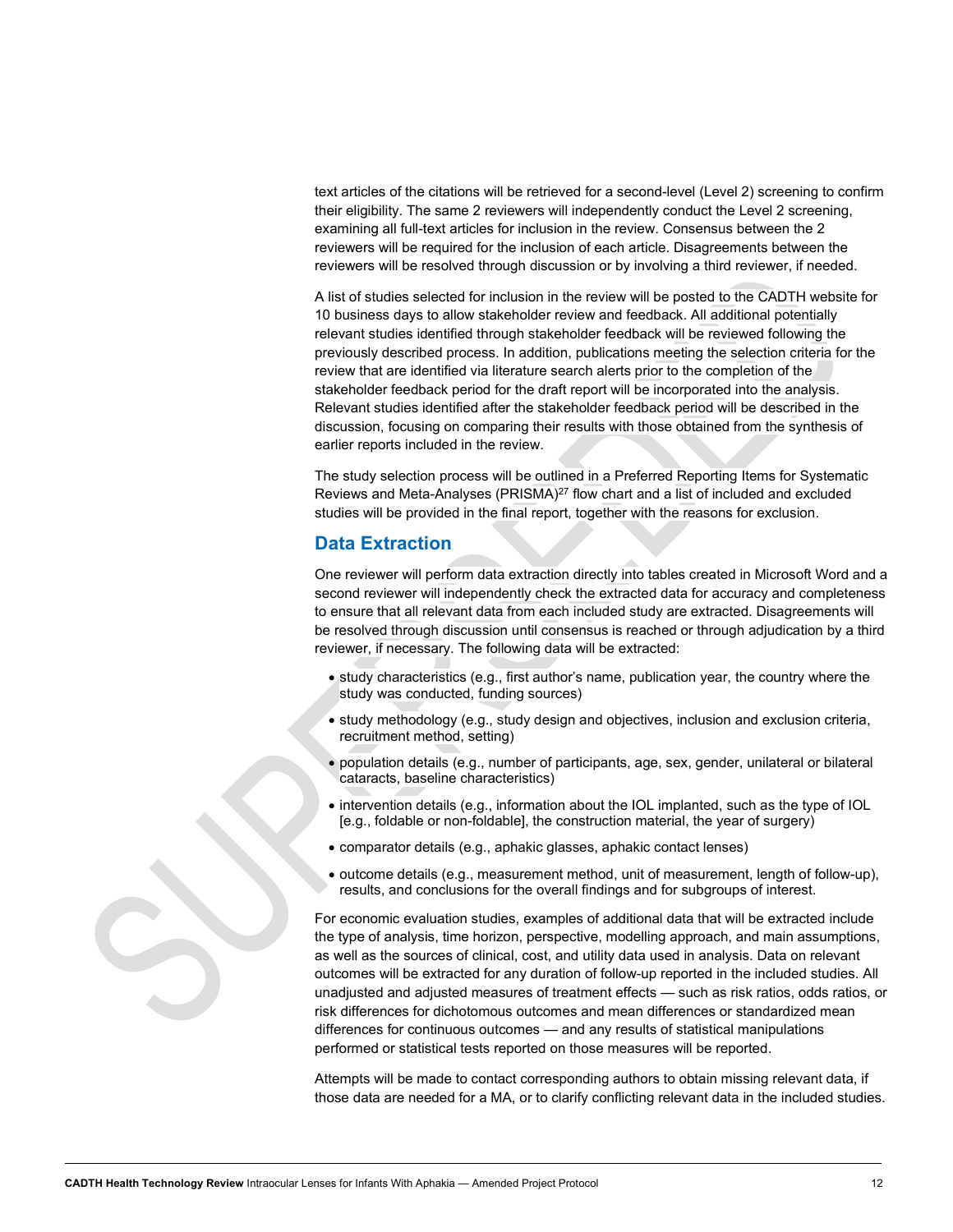text articles of the citations will be retrieved for a second-level (Level 2) screening to confirm their eligibility. The same 2 reviewers will independently conduct the Level 2 screening, examining all full-text articles for inclusion in the review. Consensus between the 2 reviewers will be required for the inclusion of each article. Disagreements between the reviewers will be resolved through discussion or by involving a third reviewer, if needed.

A list of studies selected for inclusion in the review will be posted to the CADTH website for 10 business days to allow stakeholder review and feedback. All additional potentially relevant studies identified through stakeholder feedback will be reviewed following the previously described process. In addition, publications meeting the selection criteria for the review that are identified via literature search alerts prior to the completion of the stakeholder feedback period for the draft report will be incorporated into the analysis. Relevant studies identified after the stakeholder feedback period will be described in the discussion, focusing on comparing their results with those obtained from the synthesis of earlier reports included in the review.

The study selection process will be outlined in a Preferred Reporting Items for Systematic Reviews and Meta-Analyses (PRISMA)[27] flow chart and a list of included and excluded studies will be provided in the final report, together with the reasons for exclusion.

## Data Extraction

One reviewer will perform data extraction directly into tables created in Microsoft Word and a second reviewer will independently check the extracted data for accuracy and completeness to ensure that all relevant data from each included study are extracted. Disagreements will be resolved through discussion until consensus is reached or through adjudication by a third reviewer, if necessary. The following data will be extracted:

- study characteristics (e.g., first author's name, publication year, the country where the study was conducted, funding sources)
- study methodology (e.g., study design and objectives, inclusion and exclusion criteria, recruitment method, setting)
- population details (e.g., number of participants, age, sex, gender, unilateral or bilateral cataracts, baseline characteristics)
- intervention details (e.g., information about the IOL implanted, such as the type of IOL [e.g., foldable or non-foldable], the construction material, the year of surgery)
- comparator details (e.g., aphakic glasses, aphakic contact lenses)
- outcome details (e.g., measurement method, unit of measurement, length of follow-up), results, and conclusions for the overall findings and for subgroups of interest.

For economic evaluation studies, examples of additional data that will be extracted include the type of analysis, time horizon, perspective, modelling approach, and main assumptions, as well as the sources of clinical, cost, and utility data used in analysis. Data on relevant outcomes will be extracted for any duration of follow-up reported in the included studies. All unadjusted and adjusted measures of treatment effects — such as risk ratios, odds ratios, or risk differences for dichotomous outcomes and mean differences or standardized mean differences for continuous outcomes — and any results of statistical manipulations performed or statistical tests reported on those measures will be reported.

Attempts will be made to contact corresponding authors to obtain missing relevant data, if those data are needed for a MA, or to clarify conflicting relevant data in the included studies.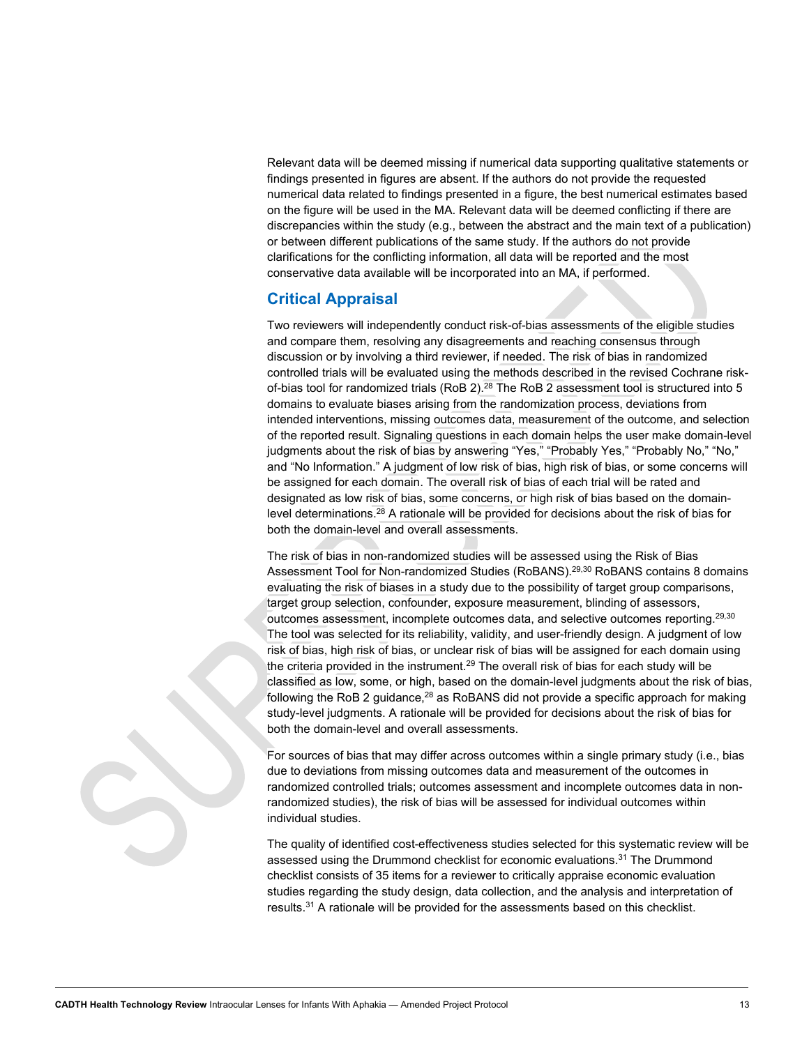Relevant data will be deemed missing if numerical data supporting qualitative statements or findings presented in figures are absent. If the authors do not provide the requested numerical data related to findings presented in a figure, the best numerical estimates based on the figure will be used in the MA. Relevant data will be deemed conflicting if there are discrepancies within the study (e.g., between the abstract and the main text of a publication) or between different publications of the same study. If the authors do not provide clarifications for the conflicting information, all data will be reported and the most conservative data available will be incorporated into an MA, if performed.

## Critical Appraisal

Two reviewers will independently conduct risk-of-bias assessments of the eligible studies and compare them, resolving any disagreements and reaching consensus through discussion or by involving a third reviewer, if needed. The risk of bias in randomized controlled trials will be evaluated using the methods described in the revised Cochrane risk-of-bias tool for randomized trials (RoB 2).[28] The RoB 2 assessment tool is structured into 5 domains to evaluate biases arising from the randomization process, deviations from intended interventions, missing outcomes data, measurement of the outcome, and selection of the reported result. Signaling questions in each domain helps the user make domain-level judgments about the risk of bias by answering "Yes," "Probably Yes," "Probably No," "No," and "No Information." A judgment of low risk of bias, high risk of bias, or some concerns will be assigned for each domain. The overall risk of bias of each trial will be rated and designated as low risk of bias, some concerns, or high risk of bias based on the domain-level determinations.[28] A rationale will be provided for decisions about the risk of bias for both the domain-level and overall assessments.

The risk of bias in non-randomized studies will be assessed using the Risk of Bias Assessment Tool for Non-randomized Studies (RoBANS).[29,30] RoBANS contains 8 domains evaluating the risk of biases in a study due to the possibility of target group comparisons, target group selection, confounder, exposure measurement, blinding of assessors, outcomes assessment, incomplete outcomes data, and selective outcomes reporting.[29,30] The tool was selected for its reliability, validity, and user-friendly design. A judgment of low risk of bias, high risk of bias, or unclear risk of bias will be assigned for each domain using the criteria provided in the instrument.[29] The overall risk of bias for each study will be classified as low, some, or high, based on the domain-level judgments about the risk of bias, following the RoB 2 guidance,[28] as RoBANS did not provide a specific approach for making study-level judgments. A rationale will be provided for decisions about the risk of bias for both the domain-level and overall assessments.

For sources of bias that may differ across outcomes within a single primary study (i.e., bias due to deviations from missing outcomes data and measurement of the outcomes in randomized controlled trials; outcomes assessment and incomplete outcomes data in non-randomized studies), the risk of bias will be assessed for individual outcomes within individual studies.

The quality of identified cost-effectiveness studies selected for this systematic review will be assessed using the Drummond checklist for economic evaluations.[31] The Drummond checklist consists of 35 items for a reviewer to critically appraise economic evaluation studies regarding the study design, data collection, and the analysis and interpretation of results.[31] A rationale will be provided for the assessments based on this checklist.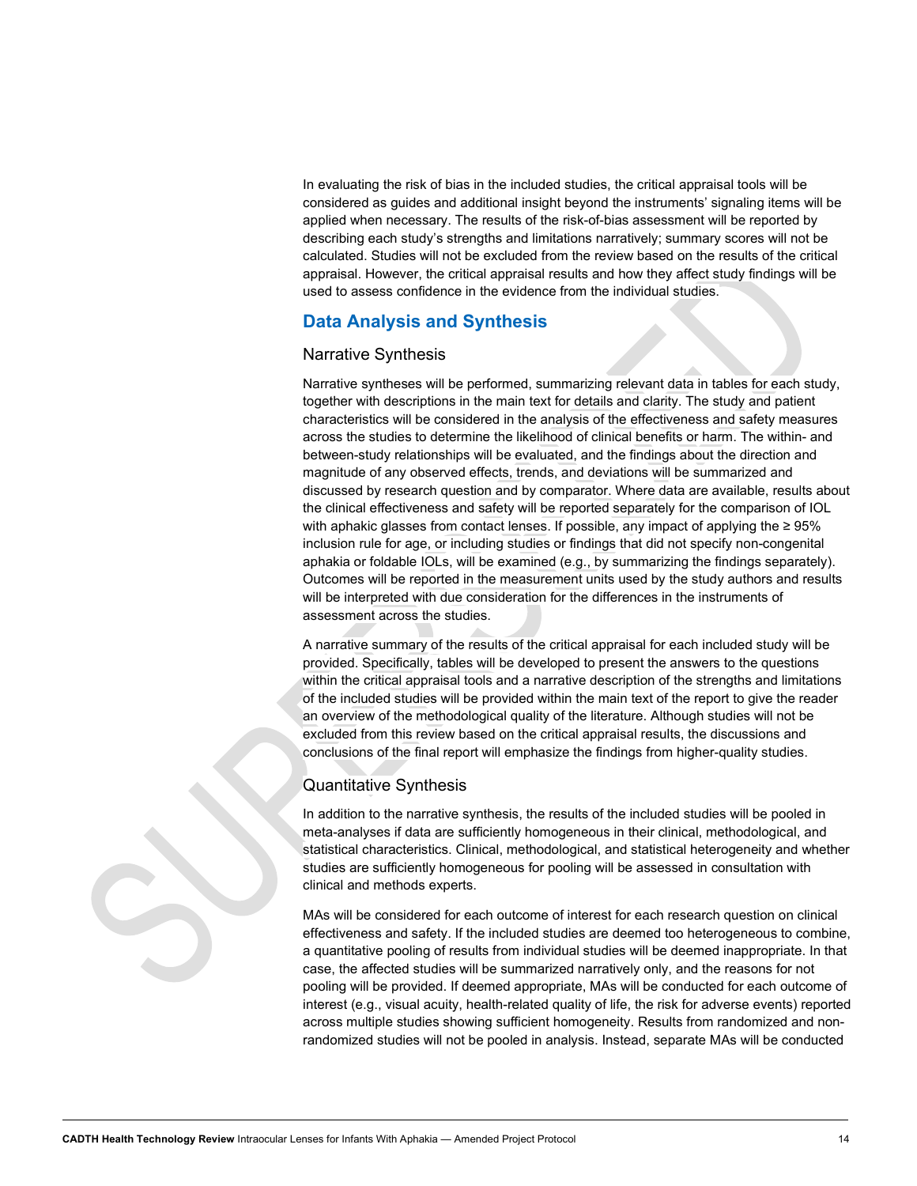In evaluating the risk of bias in the included studies, the critical appraisal tools will be considered as guides and additional insight beyond the instruments' signaling items will be applied when necessary. The results of the risk-of-bias assessment will be reported by describing each study's strengths and limitations narratively; summary scores will not be calculated. Studies will not be excluded from the review based on the results of the critical appraisal. However, the critical appraisal results and how they affect study findings will be used to assess confidence in the evidence from the individual studies.

## Data Analysis and Synthesis

### Narrative Synthesis

Narrative syntheses will be performed, summarizing relevant data in tables for each study, together with descriptions in the main text for details and clarity. The study and patient characteristics will be considered in the analysis of the effectiveness and safety measures across the studies to determine the likelihood of clinical benefits or harm. The within- and between-study relationships will be evaluated, and the findings about the direction and magnitude of any observed effects, trends, and deviations will be summarized and discussed by research question and by comparator. Where data are available, results about the clinical effectiveness and safety will be reported separately for the comparison of IOL with aphakic glasses from contact lenses. If possible, any impact of applying the ≥ 95% inclusion rule for age, or including studies or findings that did not specify non-congenital aphakia or foldable IOLs, will be examined (e.g., by summarizing the findings separately). Outcomes will be reported in the measurement units used by the study authors and results will be interpreted with due consideration for the differences in the instruments of assessment across the studies.

A narrative summary of the results of the critical appraisal for each included study will be provided. Specifically, tables will be developed to present the answers to the questions within the critical appraisal tools and a narrative description of the strengths and limitations of the included studies will be provided within the main text of the report to give the reader an overview of the methodological quality of the literature. Although studies will not be excluded from this review based on the critical appraisal results, the discussions and conclusions of the final report will emphasize the findings from higher-quality studies.

### Quantitative Synthesis

In addition to the narrative synthesis, the results of the included studies will be pooled in meta-analyses if data are sufficiently homogeneous in their clinical, methodological, and statistical characteristics. Clinical, methodological, and statistical heterogeneity and whether studies are sufficiently homogeneous for pooling will be assessed in consultation with clinical and methods experts.

MAs will be considered for each outcome of interest for each research question on clinical effectiveness and safety. If the included studies are deemed too heterogeneous to combine, a quantitative pooling of results from individual studies will be deemed inappropriate. In that case, the affected studies will be summarized narratively only, and the reasons for not pooling will be provided. If deemed appropriate, MAs will be conducted for each outcome of interest (e.g., visual acuity, health-related quality of life, the risk for adverse events) reported across multiple studies showing sufficient homogeneity. Results from randomized and non-randomized studies will not be pooled in analysis. Instead, separate MAs will be conducted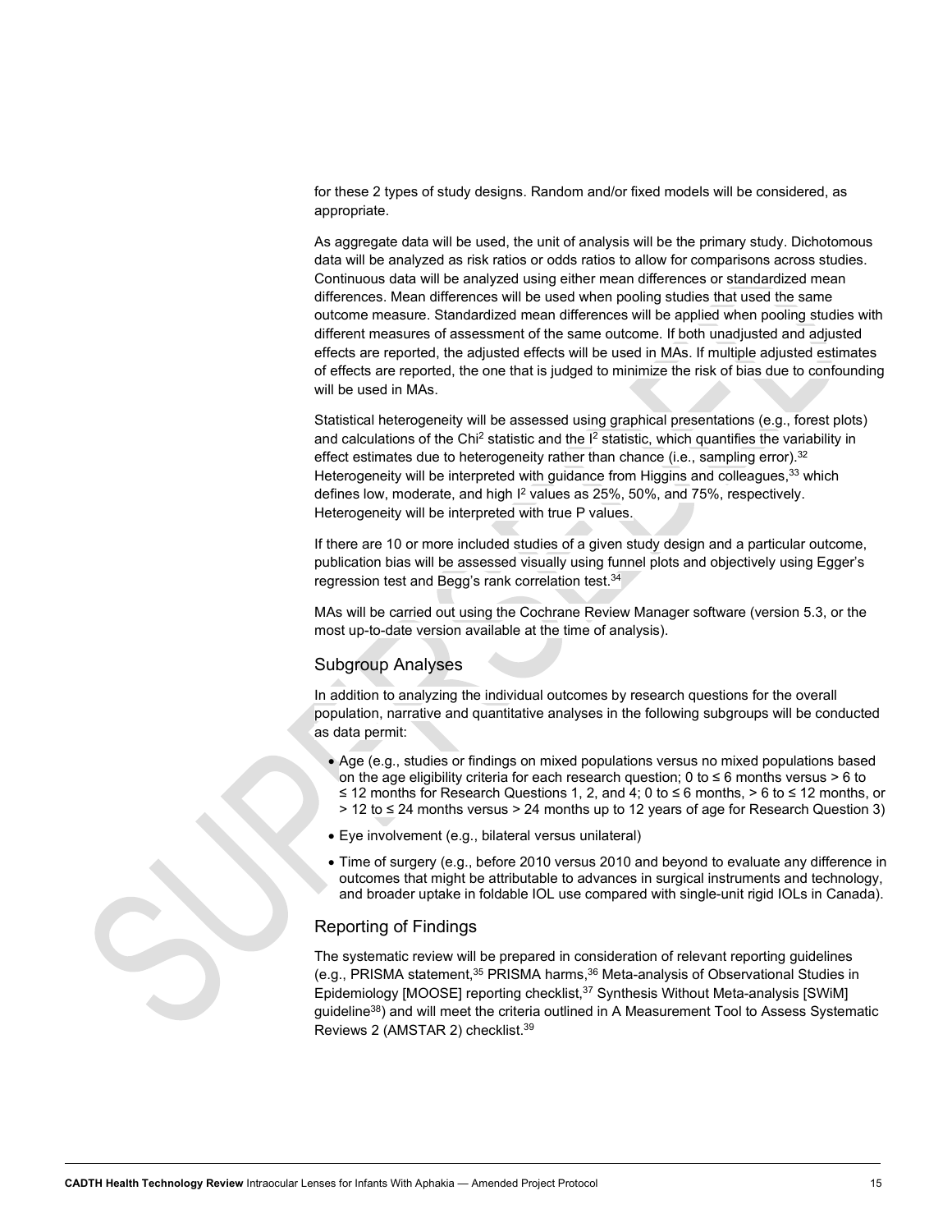for these 2 types of study designs. Random and/or fixed models will be considered, as appropriate.

As aggregate data will be used, the unit of analysis will be the primary study. Dichotomous data will be analyzed as risk ratios or odds ratios to allow for comparisons across studies. Continuous data will be analyzed using either mean differences or standardized mean differences. Mean differences will be used when pooling studies that used the same outcome measure. Standardized mean differences will be applied when pooling studies with different measures of assessment of the same outcome. If both unadjusted and adjusted effects are reported, the adjusted effects will be used in MAs. If multiple adjusted estimates of effects are reported, the one that is judged to minimize the risk of bias due to confounding will be used in MAs.

Statistical heterogeneity will be assessed using graphical presentations (e.g., forest plots) and calculations of the $Chi^2$ statistic and the $I^2$ statistic, which quantifies the variability in effect estimates due to heterogeneity rather than chance (i.e., sampling error).[32] Heterogeneity will be interpreted with guidance from Higgins and colleagues,[33] which defines low, moderate, and high $I^2$ values as 25%, 50%, and 75%, respectively. Heterogeneity will be interpreted with true P values.

If there are 10 or more included studies of a given study design and a particular outcome, publication bias will be assessed visually using funnel plots and objectively using Egger's regression test and Begg's rank correlation test.[34]

MAs will be carried out using the Cochrane Review Manager software (version 5.3, or the most up-to-date version available at the time of analysis).

## Subgroup Analyses

In addition to analyzing the individual outcomes by research questions for the overall population, narrative and quantitative analyses in the following subgroups will be conducted as data permit:

- Age (e.g., studies or findings on mixed populations versus no mixed populations based on the age eligibility criteria for each research question; 0 to ≤ 6 months versus > 6 to ≤ 12 months for Research Questions 1, 2, and 4; 0 to ≤ 6 months, > 6 to ≤ 12 months, or > 12 to ≤ 24 months versus > 24 months up to 12 years of age for Research Question 3)
- Eye involvement (e.g., bilateral versus unilateral)
- Time of surgery (e.g., before 2010 versus 2010 and beyond to evaluate any difference in outcomes that might be attributable to advances in surgical instruments and technology, and broader uptake in foldable IOL use compared with single-unit rigid IOLs in Canada).

## Reporting of Findings

The systematic review will be prepared in consideration of relevant reporting guidelines (e.g., PRISMA statement,[35] PRISMA harms,[36] Meta-analysis of Observational Studies in Epidemiology [MOOSE] reporting checklist,[37] Synthesis Without Meta-analysis [SWiM] guideline[38]) and will meet the criteria outlined in A Measurement Tool to Assess Systematic Reviews 2 (AMSTAR 2) checklist.[39]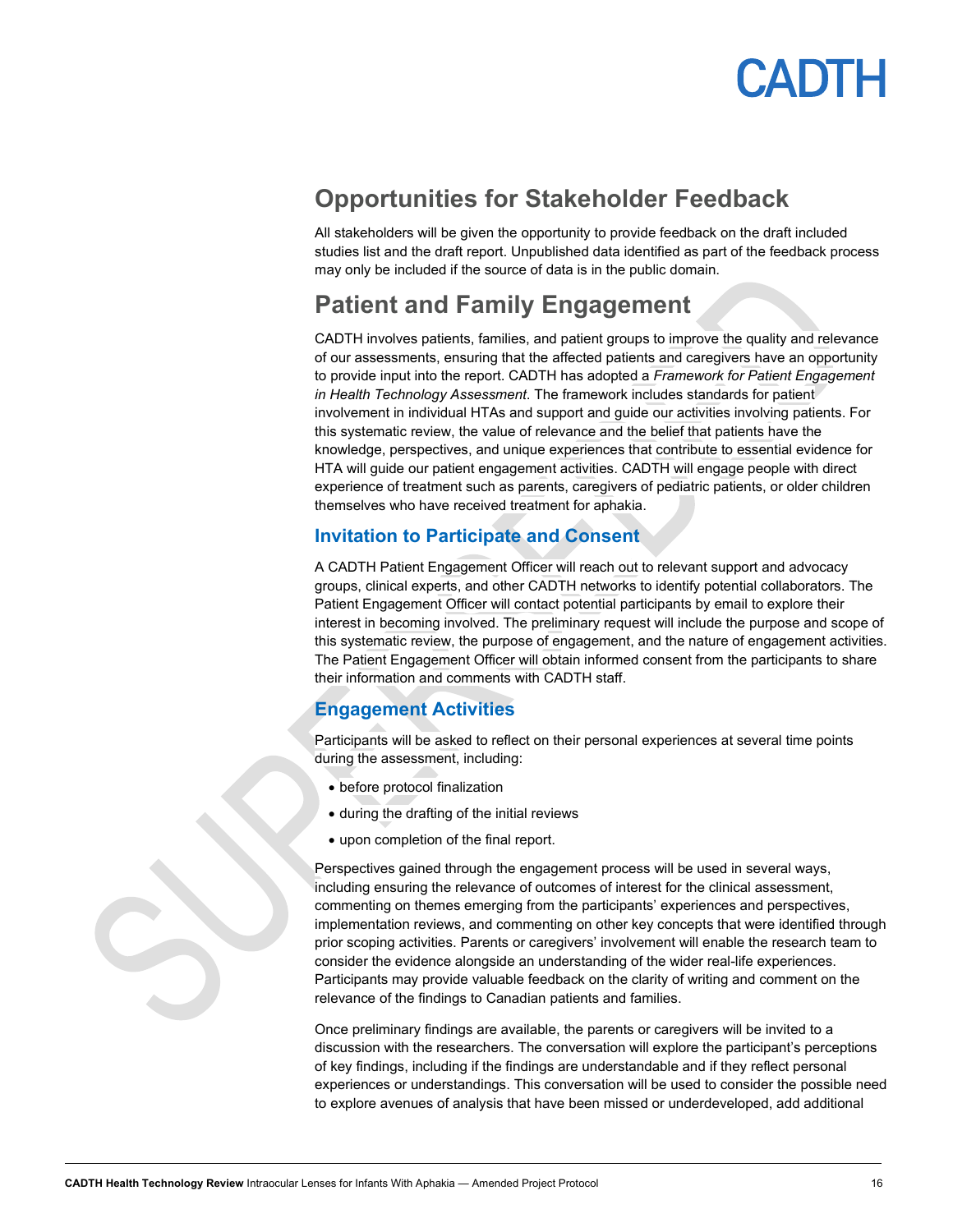## Opportunities for Stakeholder Feedback

All stakeholders will be given the opportunity to provide feedback on the draft included studies list and the draft report. Unpublished data identified as part of the feedback process may only be included if the source of data is in the public domain.

## Patient and Family Engagement

CADTH involves patients, families, and patient groups to improve the quality and relevance of our assessments, ensuring that the affected patients and caregivers have an opportunity to provide input into the report. CADTH has adopted a *Framework for Patient Engagement in Health Technology Assessment*. The framework includes standards for patient involvement in individual HTAs and support and guide our activities involving patients. For this systematic review, the value of relevance and the belief that patients have the knowledge, perspectives, and unique experiences that contribute to essential evidence for HTA will guide our patient engagement activities. CADTH will engage people with direct experience of treatment such as parents, caregivers of pediatric patients, or older children themselves who have received treatment for aphakia.

### Invitation to Participate and Consent

A CADTH Patient Engagement Officer will reach out to relevant support and advocacy groups, clinical experts, and other CADTH networks to identify potential collaborators. The Patient Engagement Officer will contact potential participants by email to explore their interest in becoming involved. The preliminary request will include the purpose and scope of this systematic review, the purpose of engagement, and the nature of engagement activities. The Patient Engagement Officer will obtain informed consent from the participants to share their information and comments with CADTH staff.

### Engagement Activities

Participants will be asked to reflect on their personal experiences at several time points during the assessment, including:

- before protocol finalization
- during the drafting of the initial reviews
- upon completion of the final report.

Perspectives gained through the engagement process will be used in several ways, including ensuring the relevance of outcomes of interest for the clinical assessment, commenting on themes emerging from the participants' experiences and perspectives, implementation reviews, and commenting on other key concepts that were identified through prior scoping activities. Parents or caregivers' involvement will enable the research team to consider the evidence alongside an understanding of the wider real-life experiences. Participants may provide valuable feedback on the clarity of writing and comment on the relevance of the findings to Canadian patients and families.

Once preliminary findings are available, the parents or caregivers will be invited to a discussion with the researchers. The conversation will explore the participant's perceptions of key findings, including if the findings are understandable and if they reflect personal experiences or understandings. This conversation will be used to consider the possible need to explore avenues of analysis that have been missed or underdeveloped, add additional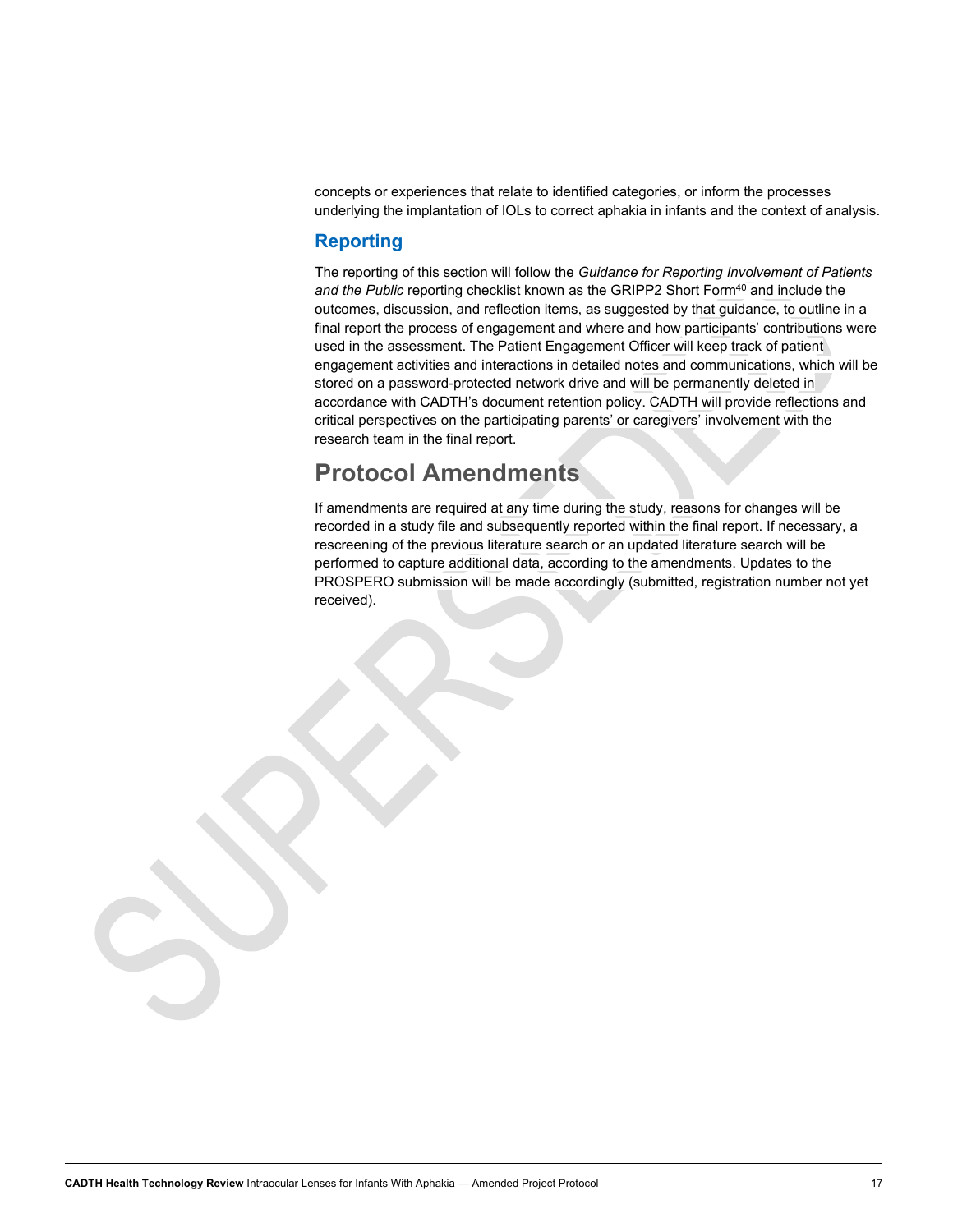concepts or experiences that relate to identified categories, or inform the processes underlying the implantation of IOLs to correct aphakia in infants and the context of analysis.

### Reporting

The reporting of this section will follow the *Guidance for Reporting Involvement of Patients and the Public* reporting checklist known as the GRIPP2 Short Form[40] and include the outcomes, discussion, and reflection items, as suggested by that guidance, to outline in a final report the process of engagement and where and how participants' contributions were used in the assessment. The Patient Engagement Officer will keep track of patient engagement activities and interactions in detailed notes and communications, which will be stored on a password-protected network drive and will be permanently deleted in accordance with CADTH's document retention policy. CADTH will provide reflections and critical perspectives on the participating parents' or caregivers' involvement with the research team in the final report.

## Protocol Amendments

If amendments are required at any time during the study, reasons for changes will be recorded in a study file and subsequently reported within the final report. If necessary, a rescreening of the previous literature search or an updated literature search will be performed to capture additional data, according to the amendments. Updates to the PROSPERO submission will be made accordingly (submitted, registration number not yet received).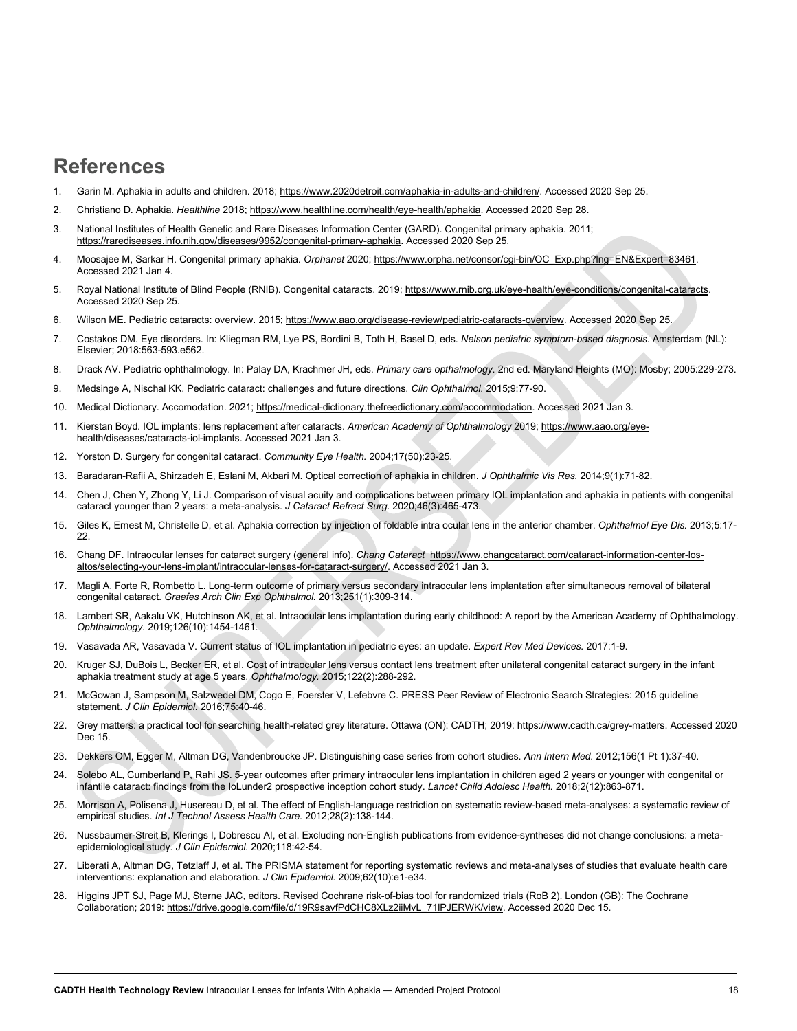# References

1. Garin M. Aphakia in adults and children. 2018; https://www.2020detroit.com/aphakia-in-adults-and-children/. Accessed 2020 Sep 25.
2. Christiano D. Aphakia. *Healthline* 2018; https://www.healthline.com/health/eye-health/aphakia. Accessed 2020 Sep 28.
3. National Institutes of Health Genetic and Rare Diseases Information Center (GARD). Congenital primary aphakia. 2011; https://rarediseases.info.nih.gov/diseases/9952/congenital-primary-aphakia. Accessed 2020 Sep 25.
4. Moosajee M, Sarkar H. Congenital primary aphakia. *Orphanet* 2020; https://www.orpha.net/consor/cgi-bin/OC_Exp.php?lng=EN&Expert=83461. Accessed 2021 Jan 4.
5. Royal National Institute of Blind People (RNIB). Congenital cataracts. 2019; https://www.rnib.org.uk/eye-health/eye-conditions/congenital-cataracts. Accessed 2020 Sep 25.
6. Wilson ME. Pediatric cataracts: overview. 2015; https://www.aao.org/disease-review/pediatric-cataracts-overview. Accessed 2020 Sep 25.
7. Costakos DM. Eye disorders. In: Kliegman RM, Lye PS, Bordini B, Toth H, Basel D, eds. *Nelson pediatric symptom-based diagnosis*. Amsterdam (NL): Elsevier; 2018:563-593.e562.
8. Drack AV. Pediatric ophthalmology. In: Palay DA, Krachmer JH, eds. *Primary care opthalmology*. 2nd ed. Maryland Heights (MO): Mosby; 2005:229-273.
9. Medsinge A, Nischal KK. Pediatric cataract: challenges and future directions. *Clin Ophthalmol.* 2015;9:77-90.
10. Medical Dictionary. Accomodation. 2021; https://medical-dictionary.thefreedictionary.com/accommodation. Accessed 2021 Jan 3.
11. Kierstan Boyd. IOL implants: lens replacement after cataracts. *American Academy of Ophthalmology* 2019; https://www.aao.org/eye-health/diseases/cataracts-iol-implants. Accessed 2021 Jan 3.
12. Yorston D. Surgery for congenital cataract. *Community Eye Health.* 2004;17(50):23-25.
13. Baradaran-Rafii A, Shirzadeh E, Eslani M, Akbari M. Optical correction of aphakia in children. *J Ophthalmic Vis Res.* 2014;9(1):71-82.
14. Chen J, Chen Y, Zhong Y, Li J. Comparison of visual acuity and complications between primary IOL implantation and aphakia in patients with congenital cataract younger than 2 years: a meta-analysis. *J Cataract Refract Surg.* 2020;46(3):465-473.
15. Giles K, Ernest M, Christelle D, et al. Aphakia correction by injection of foldable intra ocular lens in the anterior chamber. *Ophthalmol Eye Dis.* 2013;5:17-22.
16. Chang DF. Intraocular lenses for cataract surgery (general info). *Chang Cataract* https://www.changcataract.com/cataract-information-center-los-altos/selecting-your-lens-implant/intraocular-lenses-for-cataract-surgery/. Accessed 2021 Jan 3.
17. Magli A, Forte R, Rombetto L. Long-term outcome of primary versus secondary intraocular lens implantation after simultaneous removal of bilateral congenital cataract. *Graefes Arch Clin Exp Ophthalmol.* 2013;251(1):309-314.
18. Lambert SR, Aakalu VK, Hutchinson AK, et al. Intraocular lens implantation during early childhood: A report by the American Academy of Ophthalmology. *Ophthalmology.* 2019;126(10):1454-1461.
19. Vasavada AR, Vasavada V. Current status of IOL implantation in pediatric eyes: an update. *Expert Rev Med Devices.* 2017:1-9.
20. Kruger SJ, DuBois L, Becker ER, et al. Cost of intraocular lens versus contact lens treatment after unilateral congenital cataract surgery in the infant aphakia treatment study at age 5 years. *Ophthalmology.* 2015;122(2):288-292.
21. McGowan J, Sampson M, Salzwedel DM, Cogo E, Foerster V, Lefebvre C. PRESS Peer Review of Electronic Search Strategies: 2015 guideline statement. *J Clin Epidemiol.* 2016;75:40-46.
22. Grey matters: a practical tool for searching health-related grey literature. Ottawa (ON): CADTH; 2019: https://www.cadth.ca/grey-matters. Accessed 2020 Dec 15.
23. Dekkers OM, Egger M, Altman DG, Vandenbroucke JP. Distinguishing case series from cohort studies. *Ann Intern Med.* 2012;156(1 Pt 1):37-40.
24. Solebo AL, Cumberland P, Rahi JS. 5-year outcomes after primary intraocular lens implantation in children aged 2 years or younger with congenital or infantile cataract: findings from the IoLunder2 prospective inception cohort study. *Lancet Child Adolesc Health.* 2018;2(12):863-871.
25. Morrison A, Polisena J, Husereau D, et al. The effect of English-language restriction on systematic review-based meta-analyses: a systematic review of empirical studies. *Int J Technol Assess Health Care.* 2012;28(2):138-144.
26. Nussbaumer-Streit B, Klerings I, Dobrescu AI, et al. Excluding non-English publications from evidence-syntheses did not change conclusions: a meta-epidemiological study. *J Clin Epidemiol.* 2020;118:42-54.
27. Liberati A, Altman DG, Tetzlaff J, et al. The PRISMA statement for reporting systematic reviews and meta-analyses of studies that evaluate health care interventions: explanation and elaboration. *J Clin Epidemiol.* 2009;62(10):e1-e34.
28. Higgins JPT SJ, Page MJ, Sterne JAC, editors. Revised Cochrane risk-of-bias tool for randomized trials (RoB 2). London (GB): The Cochrane Collaboration; 2019: https://drive.google.com/file/d/19R9savfPdCHC8XLz2iiMvL_71lPJERWK/view. Accessed 2020 Dec 15.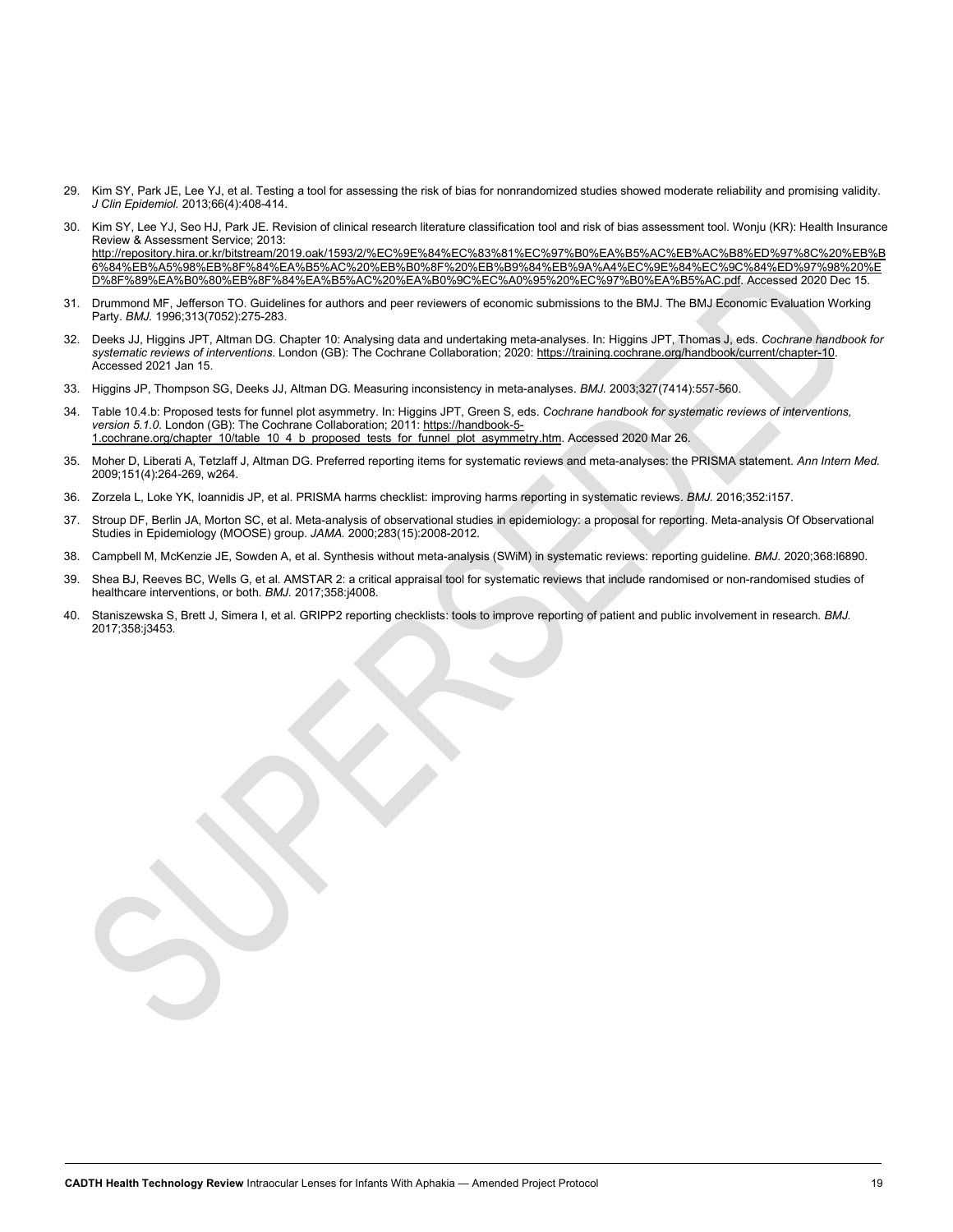29. Kim SY, Park JE, Lee YJ, et al. Testing a tool for assessing the risk of bias for nonrandomized studies showed moderate reliability and promising validity. *J Clin Epidemiol.* 2013;66(4):408-414.

30. Kim SY, Lee YJ, Seo HJ, Park JE. Revision of clinical research literature classification tool and risk of bias assessment tool. Wonju (KR): Health Insurance Review & Assessment Service; 2013: http://repository.hira.or.kr/bitstream/2019.oak/1593/2/%EC%9E%84%EC%83%81%EC%97%B0%EA%B5%AC%EB%AC%B8%ED%97%8C%20%EB%B6%84%EB%A5%98%EB%8F%84%EA%B5%AC%20%EB%B0%8F%20%EB%B9%84%EB%9A%A4%EC%9E%84%EC%9C%84%ED%97%98%20%ED%8F%89%EA%B0%80%EB%8F%84%EA%B5%AC%20%EA%B0%9C%EC%A0%95%20%EC%97%B0%EA%B5%AC.pdf. Accessed 2020 Dec 15.

31. Drummond MF, Jefferson TO. Guidelines for authors and peer reviewers of economic submissions to the BMJ. The BMJ Economic Evaluation Working Party. *BMJ.* 1996;313(7052):275-283.

32. Deeks JJ, Higgins JPT, Altman DG. Chapter 10: Analysing data and undertaking meta-analyses. In: Higgins JPT, Thomas J, eds. *Cochrane handbook for systematic reviews of interventions*. London (GB): The Cochrane Collaboration; 2020: https://training.cochrane.org/handbook/current/chapter-10. Accessed 2021 Jan 15.

33. Higgins JP, Thompson SG, Deeks JJ, Altman DG. Measuring inconsistency in meta-analyses. *BMJ.* 2003;327(7414):557-560.

34. Table 10.4.b: Proposed tests for funnel plot asymmetry. In: Higgins JPT, Green S, eds. *Cochrane handbook for systematic reviews of interventions, version 5.1.0*. London (GB): The Cochrane Collaboration; 2011: https://handbook-5-1.cochrane.org/chapter_10/table_10_4_b_proposed_tests_for_funnel_plot_asymmetry.htm. Accessed 2020 Mar 26.

35. Moher D, Liberati A, Tetzlaff J, Altman DG. Preferred reporting items for systematic reviews and meta-analyses: the PRISMA statement. *Ann Intern Med.* 2009;151(4):264-269, w264.

36. Zorzela L, Loke YK, Ioannidis JP, et al. PRISMA harms checklist: improving harms reporting in systematic reviews. *BMJ.* 2016;352:i157.

37. Stroup DF, Berlin JA, Morton SC, et al. Meta-analysis of observational studies in epidemiology: a proposal for reporting. Meta-analysis Of Observational Studies in Epidemiology (MOOSE) group. *JAMA.* 2000;283(15):2008-2012.

38. Campbell M, McKenzie JE, Sowden A, et al. Synthesis without meta-analysis (SWiM) in systematic reviews: reporting guideline. *BMJ.* 2020;368:l6890.

39. Shea BJ, Reeves BC, Wells G, et al. AMSTAR 2: a critical appraisal tool for systematic reviews that include randomised or non-randomised studies of healthcare interventions, or both. *BMJ.* 2017;358:j4008.

40. Staniszewska S, Brett J, Simera I, et al. GRIPP2 reporting checklists: tools to improve reporting of patient and public involvement in research. *BMJ.* 2017;358:j3453.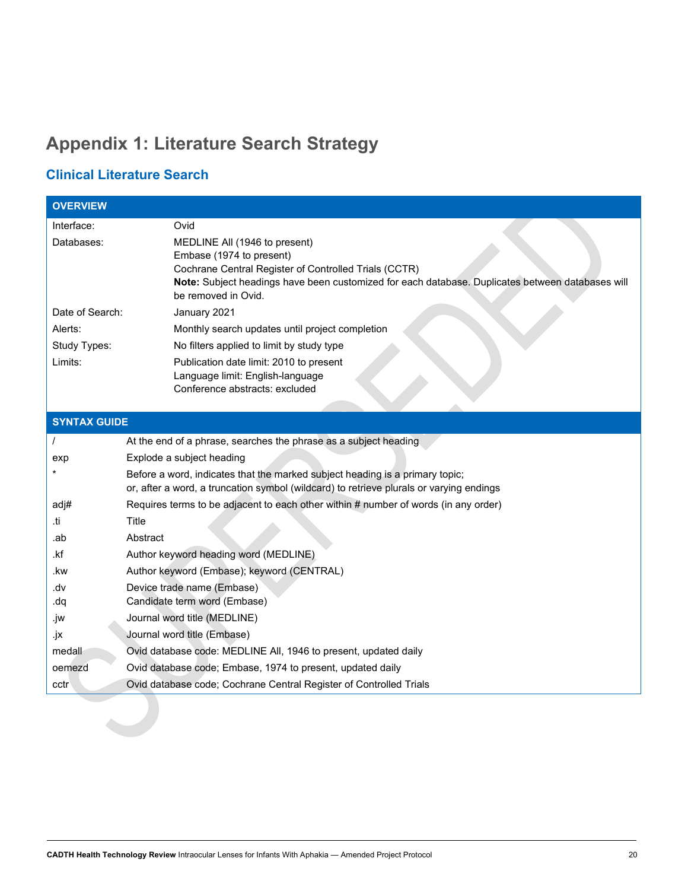# Appendix 1: Literature Search Strategy

## Clinical Literature Search

| OVERVIEW | |
|---|---|
| Interface: | Ovid |
| Databases: | MEDLINE All (1946 to present)<br>Embase (1974 to present)<br>Cochrane Central Register of Controlled Trials (CCTR)<br>**Note:** Subject headings have been customized for each database. Duplicates between databases will be removed in Ovid. |
| Date of Search: | January 2021 |
| Alerts: | Monthly search updates until project completion |
| Study Types: | No filters applied to limit by study type |
| Limits: | Publication date limit: 2010 to present<br>Language limit: English-language<br>Conference abstracts: excluded |

| SYNTAX GUIDE | |
|---|---|
| / | At the end of a phrase, searches the phrase as a subject heading |
| exp | Explode a subject heading |
| * | Before a word, indicates that the marked subject heading is a primary topic;<br>or, after a word, a truncation symbol (wildcard) to retrieve plurals or varying endings |
| adj# | Requires terms to be adjacent to each other within # number of words (in any order) |
| .ti | Title |
| .ab | Abstract |
| .kf | Author keyword heading word (MEDLINE) |
| .kw | Author keyword (Embase); keyword (CENTRAL) |
| .dv<br>.dq | Device trade name (Embase)<br>Candidate term word (Embase) |
| .jw | Journal word title (MEDLINE) |
| .jx | Journal word title (Embase) |
| medall | Ovid database code: MEDLINE All, 1946 to present, updated daily |
| oemezd | Ovid database code; Embase, 1974 to present, updated daily |
| cctr | Ovid database code; Cochrane Central Register of Controlled Trials |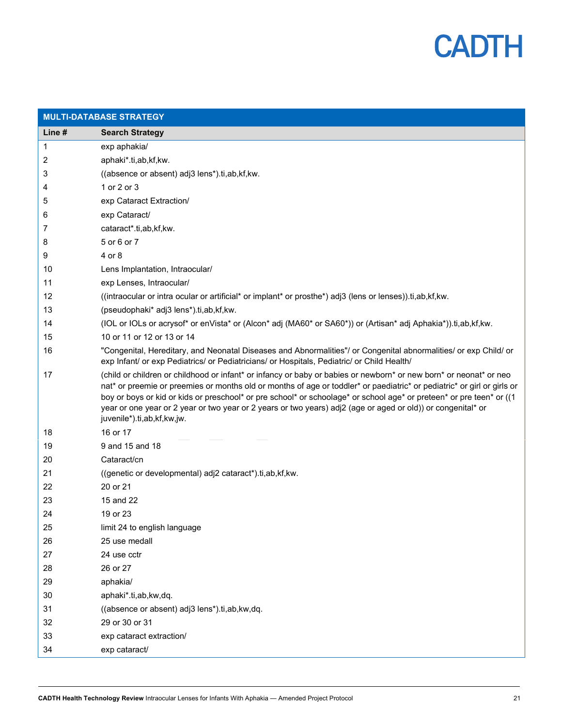| MULTI-DATABASE STRATEGY | |
|---|---|
| **Line #** | **Search Strategy** |
| 1 | exp aphakia/ |
| 2 | aphaki*.ti,ab,kf,kw. |
| 3 | ((absence or absent) adj3 lens*).ti,ab,kf,kw. |
| 4 | 1 or 2 or 3 |
| 5 | exp Cataract Extraction/ |
| 6 | exp Cataract/ |
| 7 | cataract*.ti,ab,kf,kw. |
| 8 | 5 or 6 or 7 |
| 9 | 4 or 8 |
| 10 | Lens Implantation, Intraocular/ |
| 11 | exp Lenses, Intraocular/ |
| 12 | ((intraocular or intra ocular or artificial* or implant* or prosthe*) adj3 (lens or lenses)).ti,ab,kf,kw. |
| 13 | (pseudophaki* adj3 lens*).ti,ab,kf,kw. |
| 14 | (IOL or IOLs or acrysof* or enVista* or (Alcon* adj (MA60* or SA60*)) or (Artisan* adj Aphakia*)).ti,ab,kf,kw. |
| 15 | 10 or 11 or 12 or 13 or 14 |
| 16 | "Congenital, Hereditary, and Neonatal Diseases and Abnormalities"/ or Congenital abnormalities/ or exp Child/ or exp Infant/ or exp Pediatrics/ or Pediatricians/ or Hospitals, Pediatric/ or Child Health/ |
| 17 | (child or children or childhood or infant* or infancy or baby or babies or newborn* or new born* or neonat* or neo nat* or preemie or preemies or months old or months of age or toddler* or paediatric* or pediatric* or girl or girls or boy or boys or kid or kids or preschool* or pre school* or schoolage* or school age* or preteen* or pre teen* or ((1 year or one year or 2 year or two year or 2 years or two years) adj2 (age or aged or old)) or congenital* or juvenile*).ti,ab,kf,kw,jw. |
| 18 | 16 or 17 |
| 19 | 9 and 15 and 18 |
| 20 | Cataract/cn |
| 21 | ((genetic or developmental) adj2 cataract*).ti,ab,kf,kw. |
| 22 | 20 or 21 |
| 23 | 15 and 22 |
| 24 | 19 or 23 |
| 25 | limit 24 to english language |
| 26 | 25 use medall |
| 27 | 24 use cctr |
| 28 | 26 or 27 |
| 29 | aphakia/ |
| 30 | aphaki*.ti,ab,kw,dq. |
| 31 | ((absence or absent) adj3 lens*).ti,ab,kw,dq. |
| 32 | 29 or 30 or 31 |
| 33 | exp cataract extraction/ |
| 34 | exp cataract/ |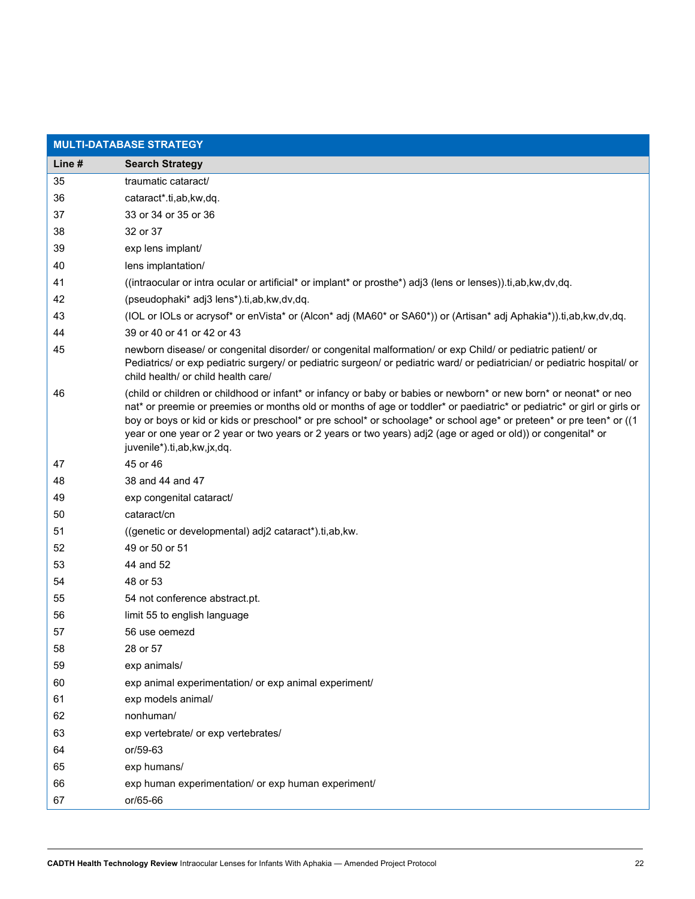| MULTI-DATABASE STRATEGY | |
|---|---|
| **Line #** | **Search Strategy** |
| 35 | traumatic cataract/ |
| 36 | cataract*.ti,ab,kw,dq. |
| 37 | 33 or 34 or 35 or 36 |
| 38 | 32 or 37 |
| 39 | exp lens implant/ |
| 40 | lens implantation/ |
| 41 | ((intraocular or intra ocular or artificial* or implant* or prosthe*) adj3 (lens or lenses)).ti,ab,kw,dv,dq. |
| 42 | (pseudophaki* adj3 lens*).ti,ab,kw,dv,dq. |
| 43 | (IOL or IOLs or acrysof* or enVista* or (Alcon* adj (MA60* or SA60*)) or (Artisan* adj Aphakia*)).ti,ab,kw,dv,dq. |
| 44 | 39 or 40 or 41 or 42 or 43 |
| 45 | newborn disease/ or congenital disorder/ or congenital malformation/ or exp Child/ or pediatric patient/ or Pediatrics/ or exp pediatric surgery/ or pediatric surgeon/ or pediatric ward/ or pediatrician/ or pediatric hospital/ or child health/ or child health care/ |
| 46 | (child or children or childhood or infant* or infancy or baby or babies or newborn* or new born* or neonat* or neo nat* or preemie or preemies or months old or months of age or toddler* or paediatric* or pediatric* or girl or girls or boy or boys or kid or kids or preschool* or pre school* or schoolage* or school age* or preteen* or pre teen* or ((1 year or one year or 2 year or two years or 2 years or two years) adj2 (age or aged or old)) or congenital* or juvenile*).ti,ab,kw,jx,dq. |
| 47 | 45 or 46 |
| 48 | 38 and 44 and 47 |
| 49 | exp congenital cataract/ |
| 50 | cataract/cn |
| 51 | ((genetic or developmental) adj2 cataract*).ti,ab,kw. |
| 52 | 49 or 50 or 51 |
| 53 | 44 and 52 |
| 54 | 48 or 53 |
| 55 | 54 not conference abstract.pt. |
| 56 | limit 55 to english language |
| 57 | 56 use oemezd |
| 58 | 28 or 57 |
| 59 | exp animals/ |
| 60 | exp animal experimentation/ or exp animal experiment/ |
| 61 | exp models animal/ |
| 62 | nonhuman/ |
| 63 | exp vertebrate/ or exp vertebrates/ |
| 64 | or/59-63 |
| 65 | exp humans/ |
| 66 | exp human experimentation/ or exp human experiment/ |
| 67 | or/65-66 |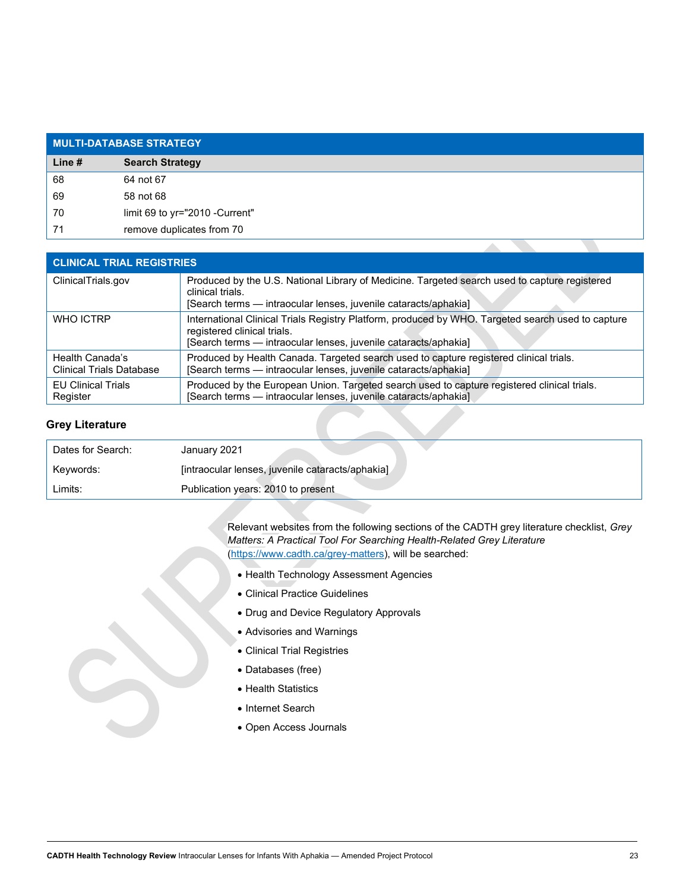| MULTI-DATABASE STRATEGY | |
|---|---|
| **Line #** | **Search Strategy** |
| 68 | 64 not 67 |
| 69 | 58 not 68 |
| 70 | limit 69 to yr="2010 -Current" |
| 71 | remove duplicates from 70 |

| CLINICAL TRIAL REGISTRIES | |
|---|---|
| ClinicalTrials.gov | Produced by the U.S. National Library of Medicine. Targeted search used to capture registered clinical trials.<br>[Search terms — intraocular lenses, juvenile cataracts/aphakia] |
| WHO ICTRP | International Clinical Trials Registry Platform, produced by WHO. Targeted search used to capture registered clinical trials.<br>[Search terms — intraocular lenses, juvenile cataracts/aphakia] |
| Health Canada's Clinical Trials Database | Produced by Health Canada. Targeted search used to capture registered clinical trials.<br>[Search terms — intraocular lenses, juvenile cataracts/aphakia] |
| EU Clinical Trials Register | Produced by the European Union. Targeted search used to capture registered clinical trials.<br>[Search terms — intraocular lenses, juvenile cataracts/aphakia] |

### Grey Literature

| | |
|---|---|
| Dates for Search: | January 2021 |
| Keywords: | [intraocular lenses, juvenile cataracts/aphakia] |
| Limits: | Publication years: 2010 to present |

Relevant websites from the following sections of the CADTH grey literature checklist, *Grey Matters: A Practical Tool For Searching Health-Related Grey Literature* (https://www.cadth.ca/grey-matters), will be searched:

- Health Technology Assessment Agencies
- Clinical Practice Guidelines
- Drug and Device Regulatory Approvals
- Advisories and Warnings
- Clinical Trial Registries
- Databases (free)
- Health Statistics
- Internet Search
- Open Access Journals